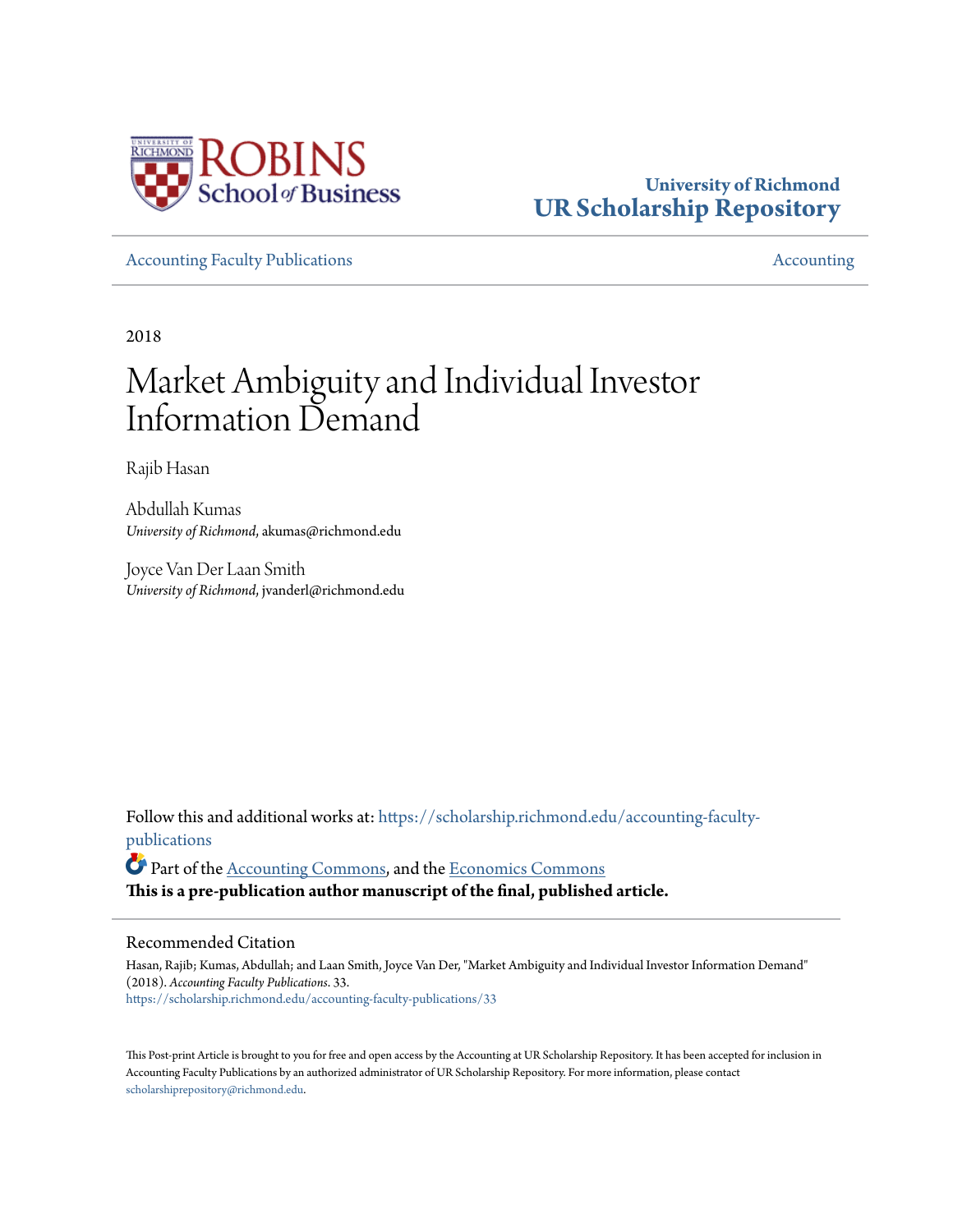University of Richmond
**UR Scholarship Repository**

Accounting Faculty Publications | Accounting

2018

# Market Ambiguity and Individual Investor Information Demand

Rajib Hasan

Abdullah Kumas
*University of Richmond*, akumas@richmond.edu

Joyce Van Der Laan Smith
*University of Richmond*, jvanderl@richmond.edu

Follow this and additional works at: https://scholarship.richmond.edu/accounting-faculty-publications

Part of the Accounting Commons, and the Economics Commons

**This is a pre-publication author manuscript of the final, published article.**

## Recommended Citation

Hasan, Rajib; Kumas, Abdullah; and Laan Smith, Joyce Van Der, "Market Ambiguity and Individual Investor Information Demand" (2018). *Accounting Faculty Publications*. 33.
https://scholarship.richmond.edu/accounting-faculty-publications/33

This Post-print Article is brought to you for free and open access by the Accounting at UR Scholarship Repository. It has been accepted for inclusion in Accounting Faculty Publications by an authorized administrator of UR Scholarship Repository. For more information, please contact scholarshiprepository@richmond.edu.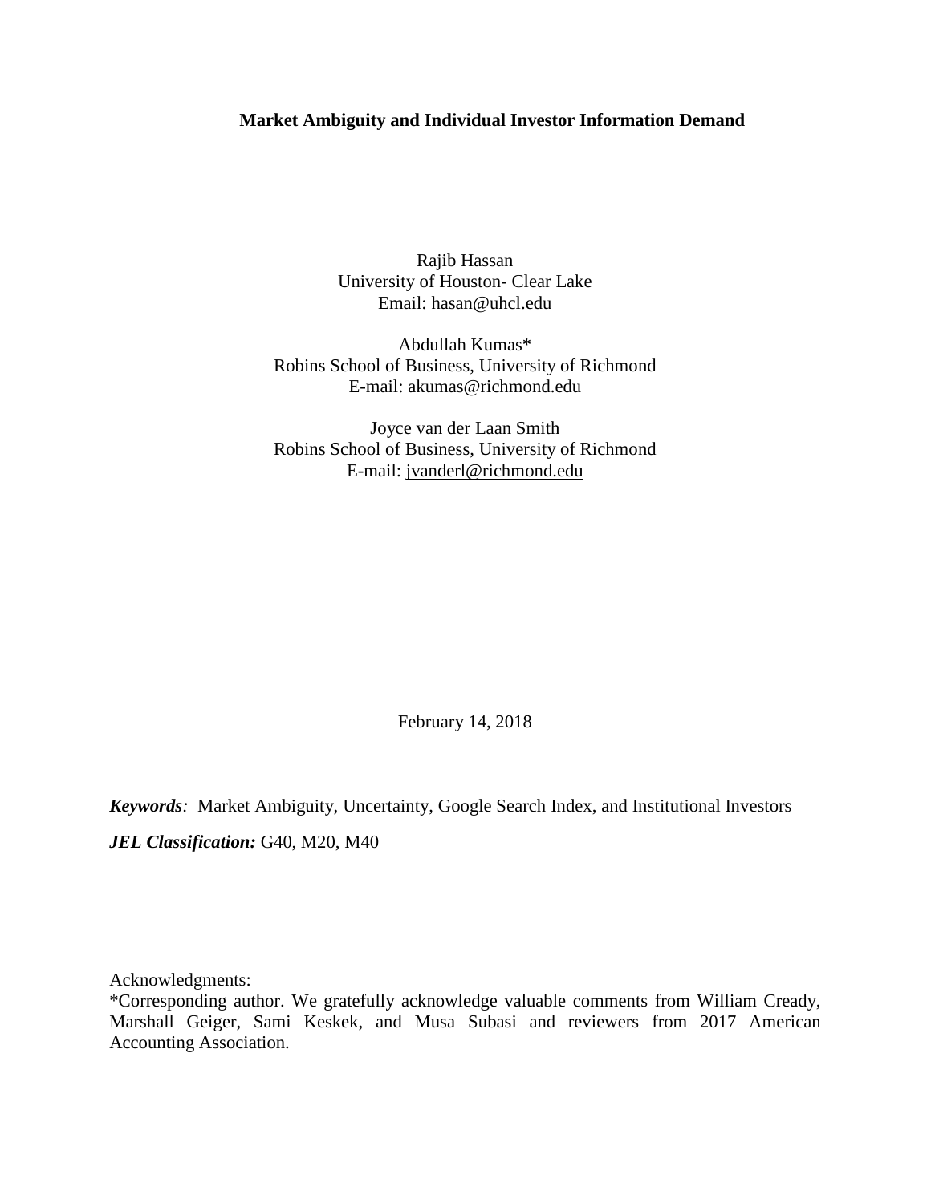**Market Ambiguity and Individual Investor Information Demand**

Rajib Hassan
University of Houston- Clear Lake
Email: hasan@uhcl.edu

Abdullah Kumas*
Robins School of Business, University of Richmond
E-mail: akumas@richmond.edu

Joyce van der Laan Smith
Robins School of Business, University of Richmond
E-mail: jvanderl@richmond.edu

February 14, 2018

***Keywords**:* Market Ambiguity, Uncertainty, Google Search Index, and Institutional Investors

***JEL Classification:*** G40, M20, M40

Acknowledgments:
*Corresponding author. We gratefully acknowledge valuable comments from William Cready, Marshall Geiger, Sami Keskek, and Musa Subasi and reviewers from 2017 American Accounting Association.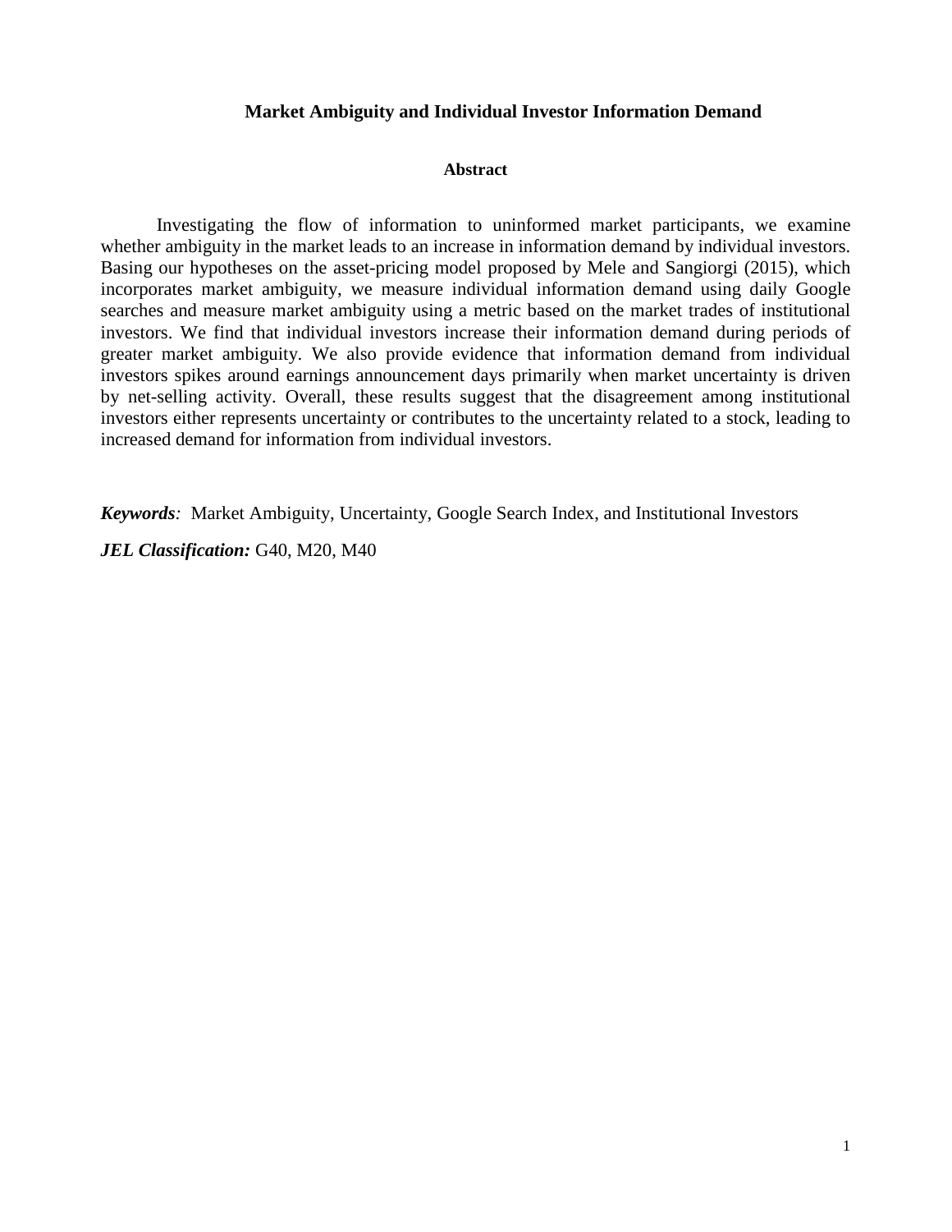# Market Ambiguity and Individual Investor Information Demand

## Abstract

Investigating the flow of information to uninformed market participants, we examine whether ambiguity in the market leads to an increase in information demand by individual investors. Basing our hypotheses on the asset-pricing model proposed by Mele and Sangiorgi (2015), which incorporates market ambiguity, we measure individual information demand using daily Google searches and measure market ambiguity using a metric based on the market trades of institutional investors. We find that individual investors increase their information demand during periods of greater market ambiguity. We also provide evidence that information demand from individual investors spikes around earnings announcement days primarily when market uncertainty is driven by net-selling activity. Overall, these results suggest that the disagreement among institutional investors either represents uncertainty or contributes to the uncertainty related to a stock, leading to increased demand for information from individual investors.

***Keywords**:* Market Ambiguity, Uncertainty, Google Search Index, and Institutional Investors

***JEL Classification:*** G40, M20, M40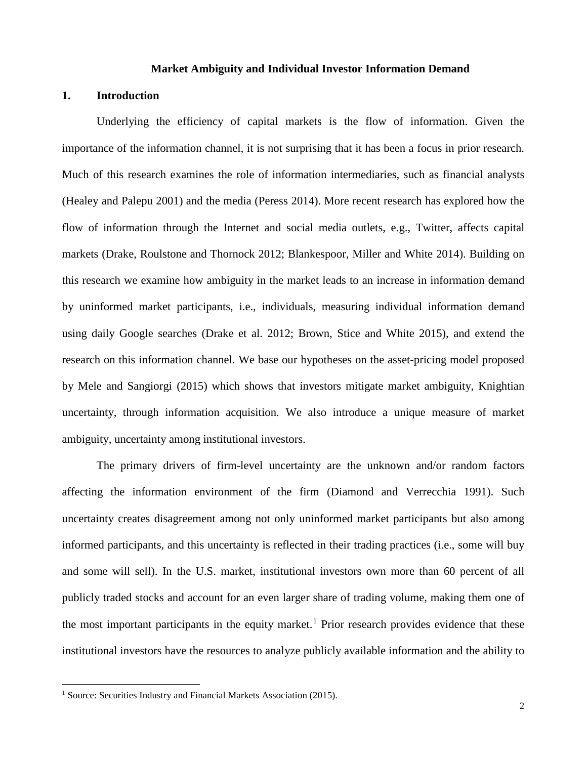**Market Ambiguity and Individual Investor Information Demand**

## 1. Introduction

Underlying the efficiency of capital markets is the flow of information. Given the importance of the information channel, it is not surprising that it has been a focus in prior research. Much of this research examines the role of information intermediaries, such as financial analysts (Healey and Palepu 2001) and the media (Peress 2014). More recent research has explored how the flow of information through the Internet and social media outlets, e.g., Twitter, affects capital markets (Drake, Roulstone and Thornock 2012; Blankespoor, Miller and White 2014). Building on this research we examine how ambiguity in the market leads to an increase in information demand by uninformed market participants, i.e., individuals, measuring individual information demand using daily Google searches (Drake et al. 2012; Brown, Stice and White 2015), and extend the research on this information channel. We base our hypotheses on the asset-pricing model proposed by Mele and Sangiorgi (2015) which shows that investors mitigate market ambiguity, Knightian uncertainty, through information acquisition. We also introduce a unique measure of market ambiguity, uncertainty among institutional investors.

The primary drivers of firm-level uncertainty are the unknown and/or random factors affecting the information environment of the firm (Diamond and Verrecchia 1991). Such uncertainty creates disagreement among not only uninformed market participants but also among informed participants, and this uncertainty is reflected in their trading practices (i.e., some will buy and some will sell). In the U.S. market, institutional investors own more than 60 percent of all publicly traded stocks and account for an even larger share of trading volume, making them one of the most important participants in the equity market.[1] Prior research provides evidence that these institutional investors have the resources to analyze publicly available information and the ability to

[1] Source: Securities Industry and Financial Markets Association (2015).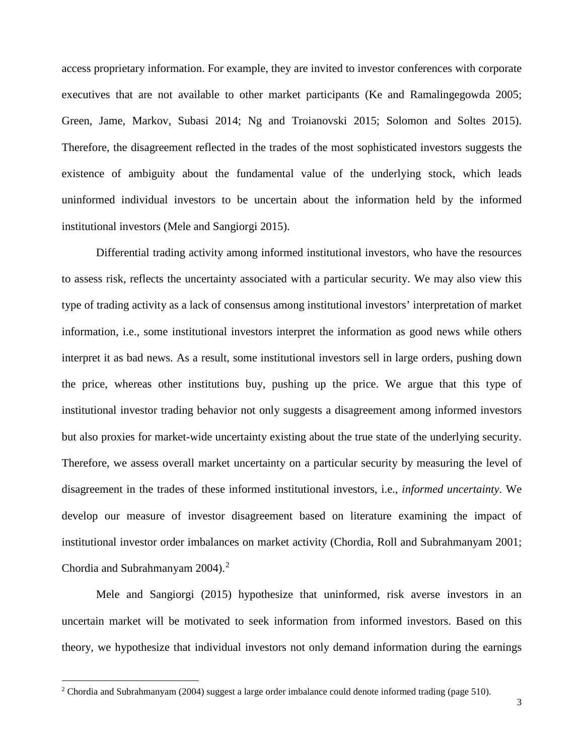access proprietary information. For example, they are invited to investor conferences with corporate executives that are not available to other market participants (Ke and Ramalingegowda 2005; Green, Jame, Markov, Subasi 2014; Ng and Troianovski 2015; Solomon and Soltes 2015). Therefore, the disagreement reflected in the trades of the most sophisticated investors suggests the existence of ambiguity about the fundamental value of the underlying stock, which leads uninformed individual investors to be uncertain about the information held by the informed institutional investors (Mele and Sangiorgi 2015).

Differential trading activity among informed institutional investors, who have the resources to assess risk, reflects the uncertainty associated with a particular security. We may also view this type of trading activity as a lack of consensus among institutional investors' interpretation of market information, i.e., some institutional investors interpret the information as good news while others interpret it as bad news. As a result, some institutional investors sell in large orders, pushing down the price, whereas other institutions buy, pushing up the price. We argue that this type of institutional investor trading behavior not only suggests a disagreement among informed investors but also proxies for market-wide uncertainty existing about the true state of the underlying security. Therefore, we assess overall market uncertainty on a particular security by measuring the level of disagreement in the trades of these informed institutional investors, i.e., *informed uncertainty*. We develop our measure of investor disagreement based on literature examining the impact of institutional investor order imbalances on market activity (Chordia, Roll and Subrahmanyam 2001; Chordia and Subrahmanyam 2004).[2]

Mele and Sangiorgi (2015) hypothesize that uninformed, risk averse investors in an uncertain market will be motivated to seek information from informed investors. Based on this theory, we hypothesize that individual investors not only demand information during the earnings

[2] Chordia and Subrahmanyam (2004) suggest a large order imbalance could denote informed trading (page 510).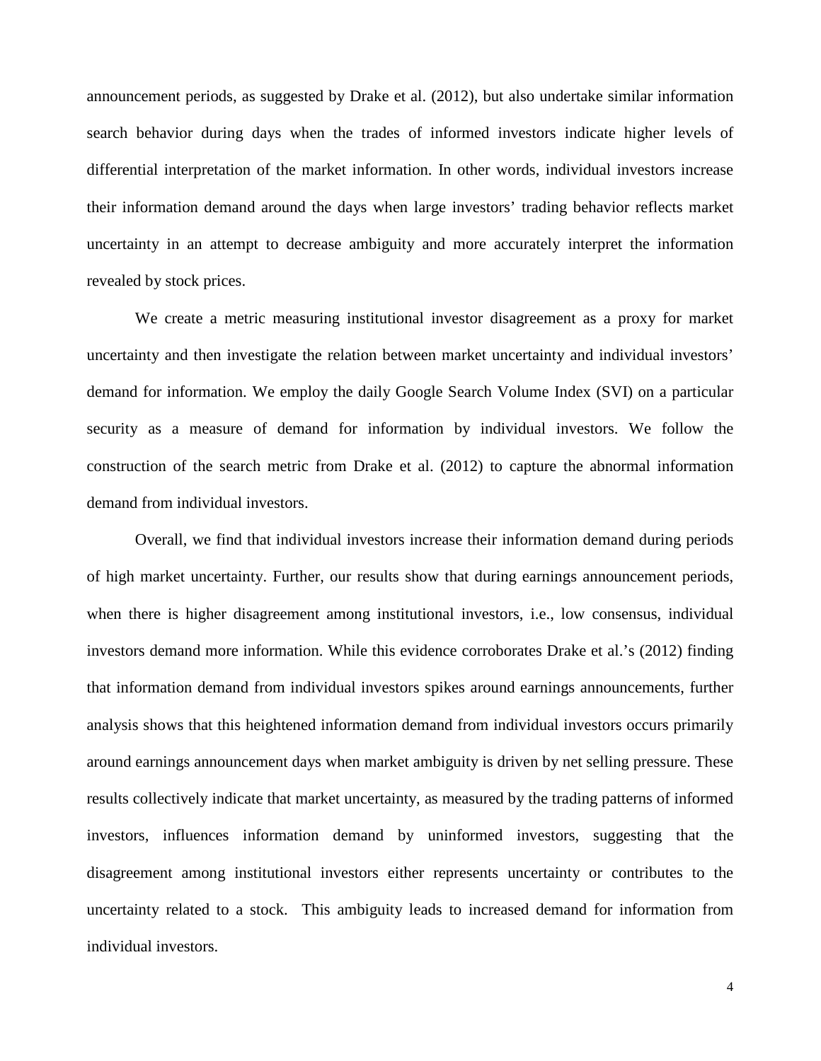announcement periods, as suggested by Drake et al. (2012), but also undertake similar information search behavior during days when the trades of informed investors indicate higher levels of differential interpretation of the market information. In other words, individual investors increase their information demand around the days when large investors' trading behavior reflects market uncertainty in an attempt to decrease ambiguity and more accurately interpret the information revealed by stock prices.

We create a metric measuring institutional investor disagreement as a proxy for market uncertainty and then investigate the relation between market uncertainty and individual investors' demand for information. We employ the daily Google Search Volume Index (SVI) on a particular security as a measure of demand for information by individual investors. We follow the construction of the search metric from Drake et al. (2012) to capture the abnormal information demand from individual investors.

Overall, we find that individual investors increase their information demand during periods of high market uncertainty. Further, our results show that during earnings announcement periods, when there is higher disagreement among institutional investors, i.e., low consensus, individual investors demand more information. While this evidence corroborates Drake et al.'s (2012) finding that information demand from individual investors spikes around earnings announcements, further analysis shows that this heightened information demand from individual investors occurs primarily around earnings announcement days when market ambiguity is driven by net selling pressure. These results collectively indicate that market uncertainty, as measured by the trading patterns of informed investors, influences information demand by uninformed investors, suggesting that the disagreement among institutional investors either represents uncertainty or contributes to the uncertainty related to a stock. This ambiguity leads to increased demand for information from individual investors.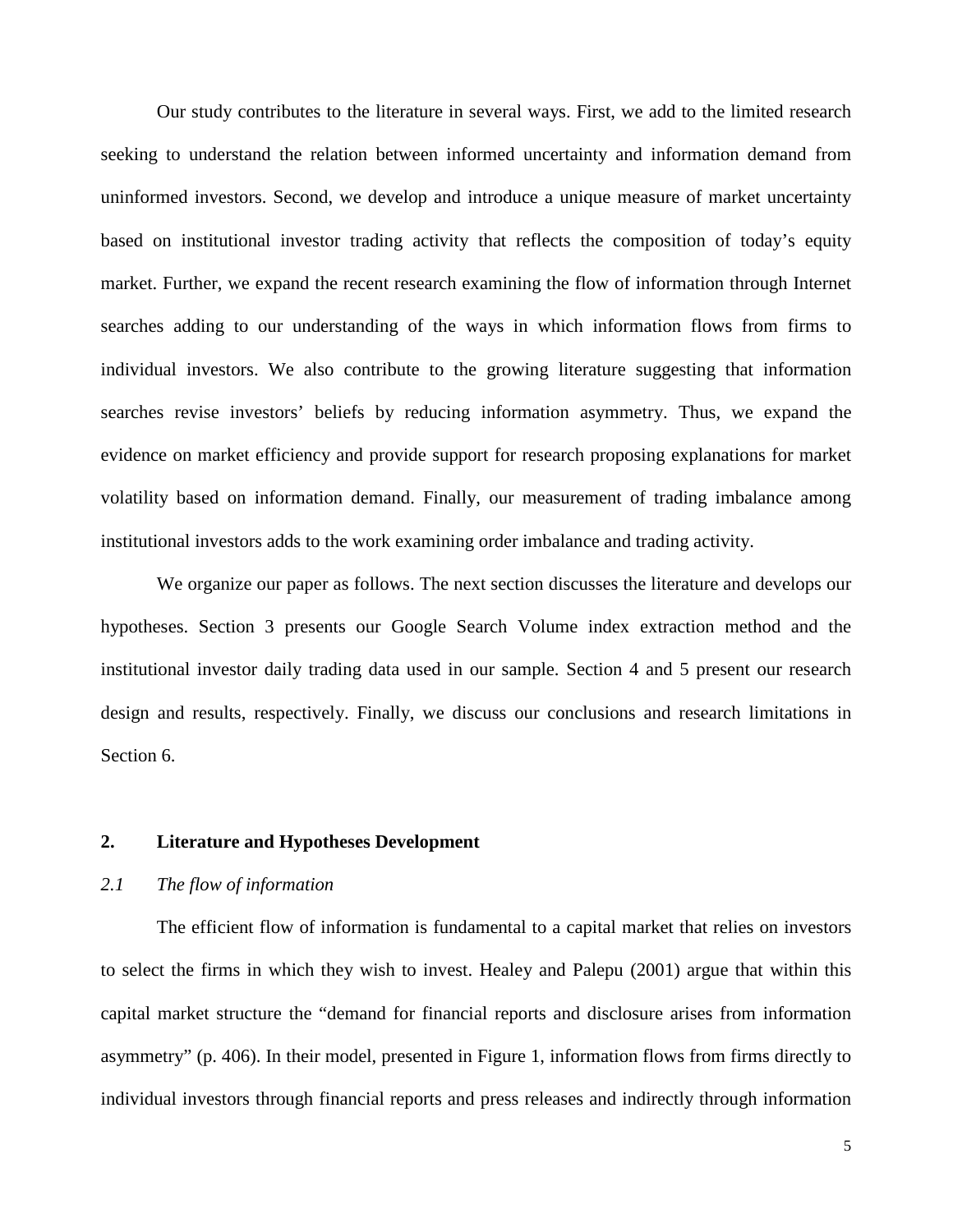Our study contributes to the literature in several ways. First, we add to the limited research seeking to understand the relation between informed uncertainty and information demand from uninformed investors. Second, we develop and introduce a unique measure of market uncertainty based on institutional investor trading activity that reflects the composition of today's equity market. Further, we expand the recent research examining the flow of information through Internet searches adding to our understanding of the ways in which information flows from firms to individual investors. We also contribute to the growing literature suggesting that information searches revise investors' beliefs by reducing information asymmetry. Thus, we expand the evidence on market efficiency and provide support for research proposing explanations for market volatility based on information demand. Finally, our measurement of trading imbalance among institutional investors adds to the work examining order imbalance and trading activity.

We organize our paper as follows. The next section discusses the literature and develops our hypotheses. Section 3 presents our Google Search Volume index extraction method and the institutional investor daily trading data used in our sample. Section 4 and 5 present our research design and results, respectively. Finally, we discuss our conclusions and research limitations in Section 6.

## 2. Literature and Hypotheses Development

### *2.1 The flow of information*

The efficient flow of information is fundamental to a capital market that relies on investors to select the firms in which they wish to invest. Healey and Palepu (2001) argue that within this capital market structure the "demand for financial reports and disclosure arises from information asymmetry" (p. 406). In their model, presented in Figure 1, information flows from firms directly to individual investors through financial reports and press releases and indirectly through information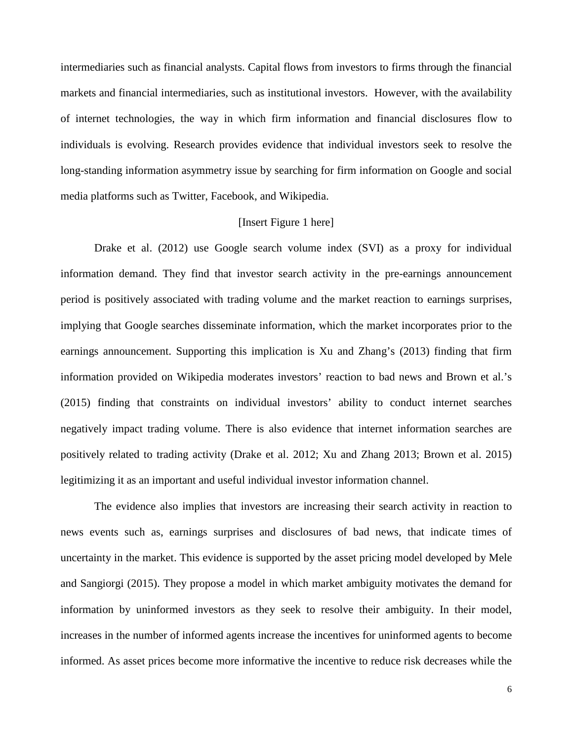intermediaries such as financial analysts. Capital flows from investors to firms through the financial markets and financial intermediaries, such as institutional investors. However, with the availability of internet technologies, the way in which firm information and financial disclosures flow to individuals is evolving. Research provides evidence that individual investors seek to resolve the long-standing information asymmetry issue by searching for firm information on Google and social media platforms such as Twitter, Facebook, and Wikipedia.

[Insert Figure 1 here]

Drake et al. (2012) use Google search volume index (SVI) as a proxy for individual information demand. They find that investor search activity in the pre-earnings announcement period is positively associated with trading volume and the market reaction to earnings surprises, implying that Google searches disseminate information, which the market incorporates prior to the earnings announcement. Supporting this implication is Xu and Zhang's (2013) finding that firm information provided on Wikipedia moderates investors' reaction to bad news and Brown et al.'s (2015) finding that constraints on individual investors' ability to conduct internet searches negatively impact trading volume. There is also evidence that internet information searches are positively related to trading activity (Drake et al. 2012; Xu and Zhang 2013; Brown et al. 2015) legitimizing it as an important and useful individual investor information channel.

The evidence also implies that investors are increasing their search activity in reaction to news events such as, earnings surprises and disclosures of bad news, that indicate times of uncertainty in the market. This evidence is supported by the asset pricing model developed by Mele and Sangiorgi (2015). They propose a model in which market ambiguity motivates the demand for information by uninformed investors as they seek to resolve their ambiguity. In their model, increases in the number of informed agents increase the incentives for uninformed agents to become informed. As asset prices become more informative the incentive to reduce risk decreases while the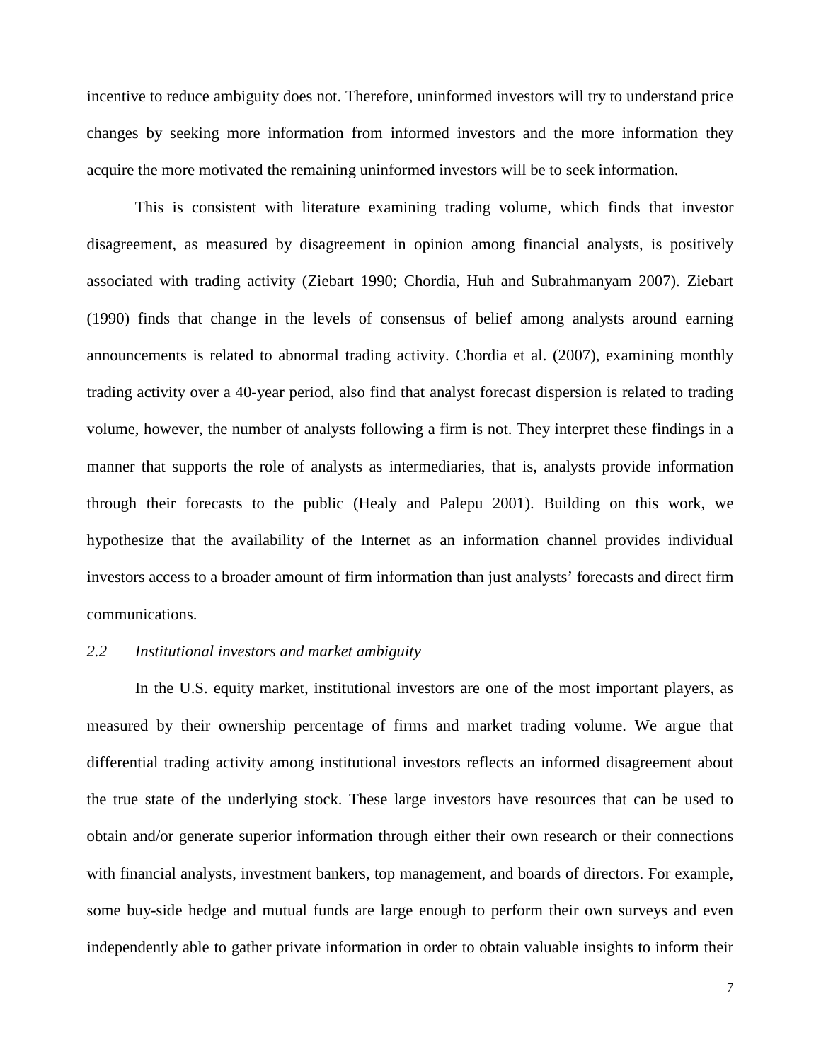incentive to reduce ambiguity does not. Therefore, uninformed investors will try to understand price changes by seeking more information from informed investors and the more information they acquire the more motivated the remaining uninformed investors will be to seek information.

This is consistent with literature examining trading volume, which finds that investor disagreement, as measured by disagreement in opinion among financial analysts, is positively associated with trading activity (Ziebart 1990; Chordia, Huh and Subrahmanyam 2007). Ziebart (1990) finds that change in the levels of consensus of belief among analysts around earning announcements is related to abnormal trading activity. Chordia et al. (2007), examining monthly trading activity over a 40-year period, also find that analyst forecast dispersion is related to trading volume, however, the number of analysts following a firm is not. They interpret these findings in a manner that supports the role of analysts as intermediaries, that is, analysts provide information through their forecasts to the public (Healy and Palepu 2001). Building on this work, we hypothesize that the availability of the Internet as an information channel provides individual investors access to a broader amount of firm information than just analysts' forecasts and direct firm communications.

### *2.2 Institutional investors and market ambiguity*

In the U.S. equity market, institutional investors are one of the most important players, as measured by their ownership percentage of firms and market trading volume. We argue that differential trading activity among institutional investors reflects an informed disagreement about the true state of the underlying stock. These large investors have resources that can be used to obtain and/or generate superior information through either their own research or their connections with financial analysts, investment bankers, top management, and boards of directors. For example, some buy-side hedge and mutual funds are large enough to perform their own surveys and even independently able to gather private information in order to obtain valuable insights to inform their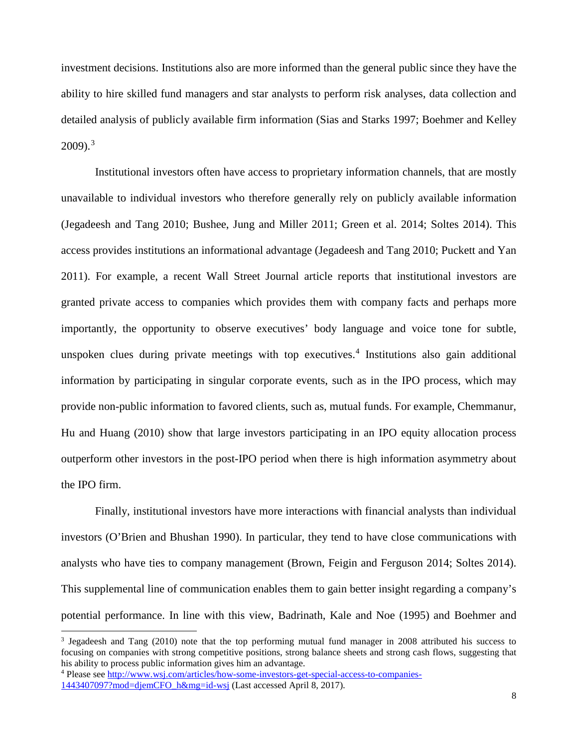investment decisions. Institutions also are more informed than the general public since they have the ability to hire skilled fund managers and star analysts to perform risk analyses, data collection and detailed analysis of publicly available firm information (Sias and Starks 1997; Boehmer and Kelley 2009).[3]

Institutional investors often have access to proprietary information channels, that are mostly unavailable to individual investors who therefore generally rely on publicly available information (Jegadeesh and Tang 2010; Bushee, Jung and Miller 2011; Green et al. 2014; Soltes 2014). This access provides institutions an informational advantage (Jegadeesh and Tang 2010; Puckett and Yan 2011). For example, a recent Wall Street Journal article reports that institutional investors are granted private access to companies which provides them with company facts and perhaps more importantly, the opportunity to observe executives' body language and voice tone for subtle, unspoken clues during private meetings with top executives.[4] Institutions also gain additional information by participating in singular corporate events, such as in the IPO process, which may provide non-public information to favored clients, such as, mutual funds. For example, Chemmanur, Hu and Huang (2010) show that large investors participating in an IPO equity allocation process outperform other investors in the post-IPO period when there is high information asymmetry about the IPO firm.

Finally, institutional investors have more interactions with financial analysts than individual investors (O'Brien and Bhushan 1990). In particular, they tend to have close communications with analysts who have ties to company management (Brown, Feigin and Ferguson 2014; Soltes 2014). This supplemental line of communication enables them to gain better insight regarding a company's potential performance. In line with this view, Badrinath, Kale and Noe (1995) and Boehmer and

---

[3] Jegadeesh and Tang (2010) note that the top performing mutual fund manager in 2008 attributed his success to focusing on companies with strong competitive positions, strong balance sheets and strong cash flows, suggesting that his ability to process public information gives him an advantage.

[4] Please see http://www.wsj.com/articles/how-some-investors-get-special-access-to-companies-1443407097?mod=djemCFO_h&mg=id-wsj (Last accessed April 8, 2017).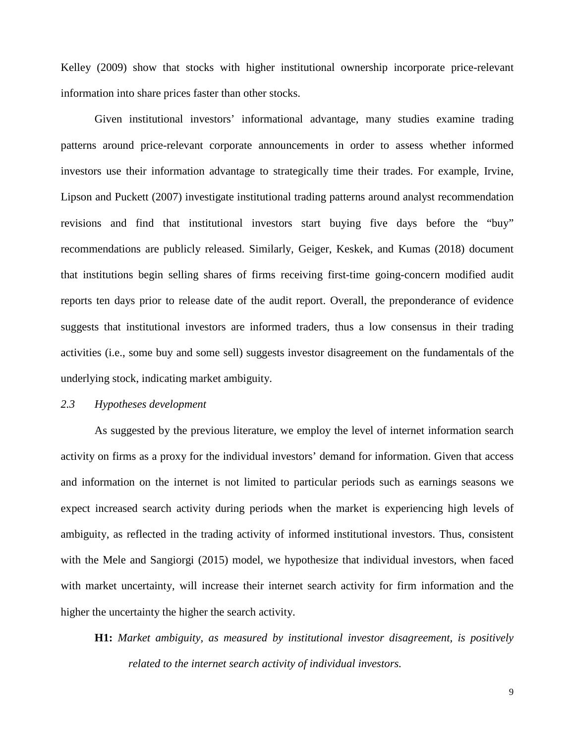Kelley (2009) show that stocks with higher institutional ownership incorporate price-relevant information into share prices faster than other stocks.

Given institutional investors' informational advantage, many studies examine trading patterns around price-relevant corporate announcements in order to assess whether informed investors use their information advantage to strategically time their trades. For example, Irvine, Lipson and Puckett (2007) investigate institutional trading patterns around analyst recommendation revisions and find that institutional investors start buying five days before the "buy" recommendations are publicly released. Similarly, Geiger, Keskek, and Kumas (2018) document that institutions begin selling shares of firms receiving first-time going-concern modified audit reports ten days prior to release date of the audit report. Overall, the preponderance of evidence suggests that institutional investors are informed traders, thus a low consensus in their trading activities (i.e., some buy and some sell) suggests investor disagreement on the fundamentals of the underlying stock, indicating market ambiguity.

### *2.3 Hypotheses development*

As suggested by the previous literature, we employ the level of internet information search activity on firms as a proxy for the individual investors' demand for information. Given that access and information on the internet is not limited to particular periods such as earnings seasons we expect increased search activity during periods when the market is experiencing high levels of ambiguity, as reflected in the trading activity of informed institutional investors. Thus, consistent with the Mele and Sangiorgi (2015) model, we hypothesize that individual investors, when faced with market uncertainty, will increase their internet search activity for firm information and the higher the uncertainty the higher the search activity.

**H1:** *Market ambiguity, as measured by institutional investor disagreement, is positively related to the internet search activity of individual investors.*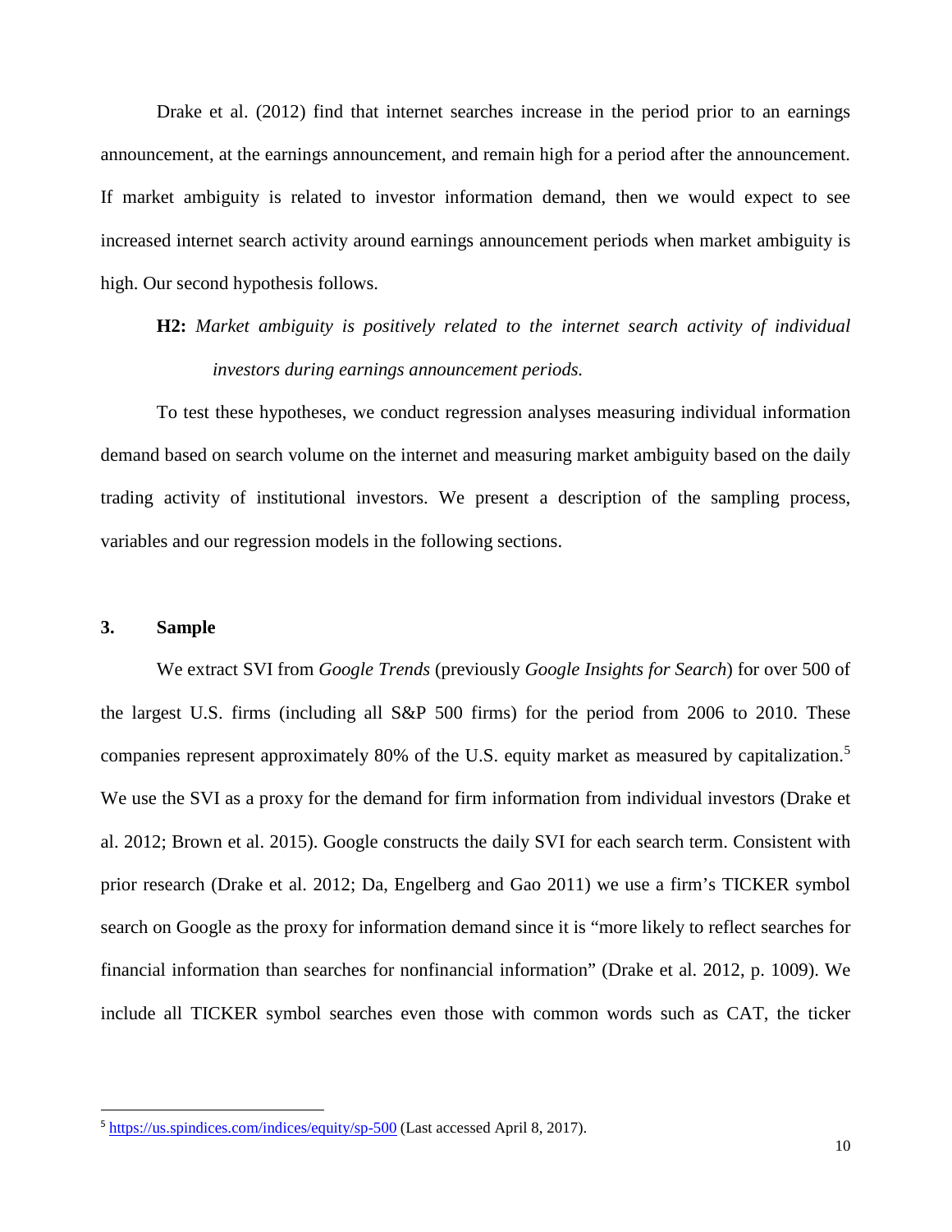Drake et al. (2012) find that internet searches increase in the period prior to an earnings announcement, at the earnings announcement, and remain high for a period after the announcement. If market ambiguity is related to investor information demand, then we would expect to see increased internet search activity around earnings announcement periods when market ambiguity is high. Our second hypothesis follows.

> **H2:** *Market ambiguity is positively related to the internet search activity of individual investors during earnings announcement periods.*

To test these hypotheses, we conduct regression analyses measuring individual information demand based on search volume on the internet and measuring market ambiguity based on the daily trading activity of institutional investors. We present a description of the sampling process, variables and our regression models in the following sections.

## 3. Sample

We extract SVI from *Google Trends* (previously *Google Insights for Search*) for over 500 of the largest U.S. firms (including all S&P 500 firms) for the period from 2006 to 2010. These companies represent approximately 80% of the U.S. equity market as measured by capitalization.[5] We use the SVI as a proxy for the demand for firm information from individual investors (Drake et al. 2012; Brown et al. 2015). Google constructs the daily SVI for each search term. Consistent with prior research (Drake et al. 2012; Da, Engelberg and Gao 2011) we use a firm's TICKER symbol search on Google as the proxy for information demand since it is "more likely to reflect searches for financial information than searches for nonfinancial information" (Drake et al. 2012, p. 1009). We include all TICKER symbol searches even those with common words such as CAT, the ticker

[5] https://us.spindices.com/indices/equity/sp-500 (Last accessed April 8, 2017).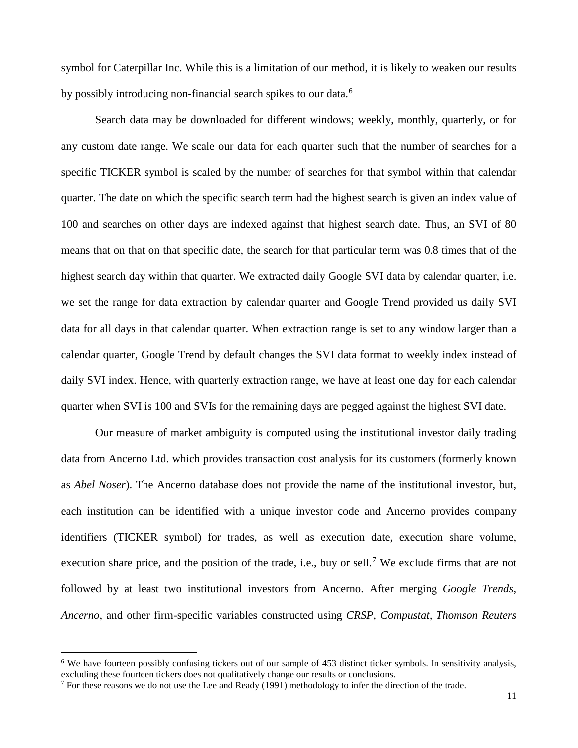symbol for Caterpillar Inc. While this is a limitation of our method, it is likely to weaken our results by possibly introducing non-financial search spikes to our data.[6]

Search data may be downloaded for different windows; weekly, monthly, quarterly, or for any custom date range. We scale our data for each quarter such that the number of searches for a specific TICKER symbol is scaled by the number of searches for that symbol within that calendar quarter. The date on which the specific search term had the highest search is given an index value of 100 and searches on other days are indexed against that highest search date. Thus, an SVI of 80 means that on that on that specific date, the search for that particular term was 0.8 times that of the highest search day within that quarter. We extracted daily Google SVI data by calendar quarter, i.e. we set the range for data extraction by calendar quarter and Google Trend provided us daily SVI data for all days in that calendar quarter. When extraction range is set to any window larger than a calendar quarter, Google Trend by default changes the SVI data format to weekly index instead of daily SVI index. Hence, with quarterly extraction range, we have at least one day for each calendar quarter when SVI is 100 and SVIs for the remaining days are pegged against the highest SVI date.

Our measure of market ambiguity is computed using the institutional investor daily trading data from Ancerno Ltd. which provides transaction cost analysis for its customers (formerly known as *Abel Noser*). The Ancerno database does not provide the name of the institutional investor, but, each institution can be identified with a unique investor code and Ancerno provides company identifiers (TICKER symbol) for trades, as well as execution date, execution share volume, execution share price, and the position of the trade, i.e., buy or sell.[7] We exclude firms that are not followed by at least two institutional investors from Ancerno. After merging *Google Trends*, *Ancerno*, and other firm-specific variables constructed using *CRSP*, *Compustat*, *Thomson Reuters*

---

[6] We have fourteen possibly confusing tickers out of our sample of 453 distinct ticker symbols. In sensitivity analysis, excluding these fourteen tickers does not qualitatively change our results or conclusions.

[7] For these reasons we do not use the Lee and Ready (1991) methodology to infer the direction of the trade.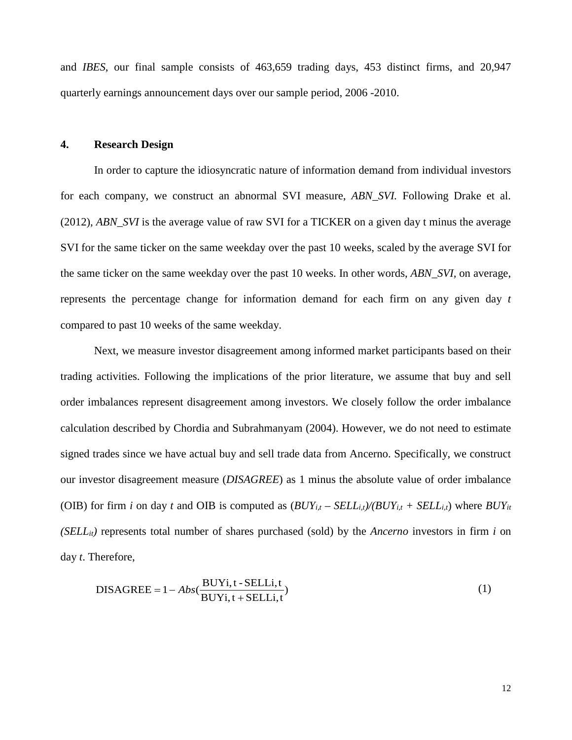and *IBES*, our final sample consists of 463,659 trading days, 453 distinct firms, and 20,947 quarterly earnings announcement days over our sample period, 2006 -2010.

## 4. Research Design

In order to capture the idiosyncratic nature of information demand from individual investors for each company, we construct an abnormal SVI measure, *ABN_SVI.* Following Drake et al. (2012), *ABN_SVI* is the average value of raw SVI for a TICKER on a given day t minus the average SVI for the same ticker on the same weekday over the past 10 weeks, scaled by the average SVI for the same ticker on the same weekday over the past 10 weeks. In other words, *ABN_SVI*, on average, represents the percentage change for information demand for each firm on any given day *t* compared to past 10 weeks of the same weekday.

Next, we measure investor disagreement among informed market participants based on their trading activities. Following the implications of the prior literature, we assume that buy and sell order imbalances represent disagreement among investors. We closely follow the order imbalance calculation described by Chordia and Subrahmanyam (2004). However, we do not need to estimate signed trades since we have actual buy and sell trade data from Ancerno. Specifically, we construct our investor disagreement measure (*DISAGREE*) as 1 minus the absolute value of order imbalance (OIB) for firm *i* on day *t* and OIB is computed as $(BUY_{i,t} - SELL_{i,t})/(BUY_{i,t} + SELL_{i,t})$ where $BUY_{it}$ $(SELL_{it})$ represents total number of shares purchased (sold) by the *Ancerno* investors in firm *i* on day *t*. Therefore,

$$\text{DISAGREE} = 1 - Abs\left(\frac{\text{BUYi,t - SELLi,t}}{\text{BUYi,t + SELLi,t}}\right) \tag{1}$$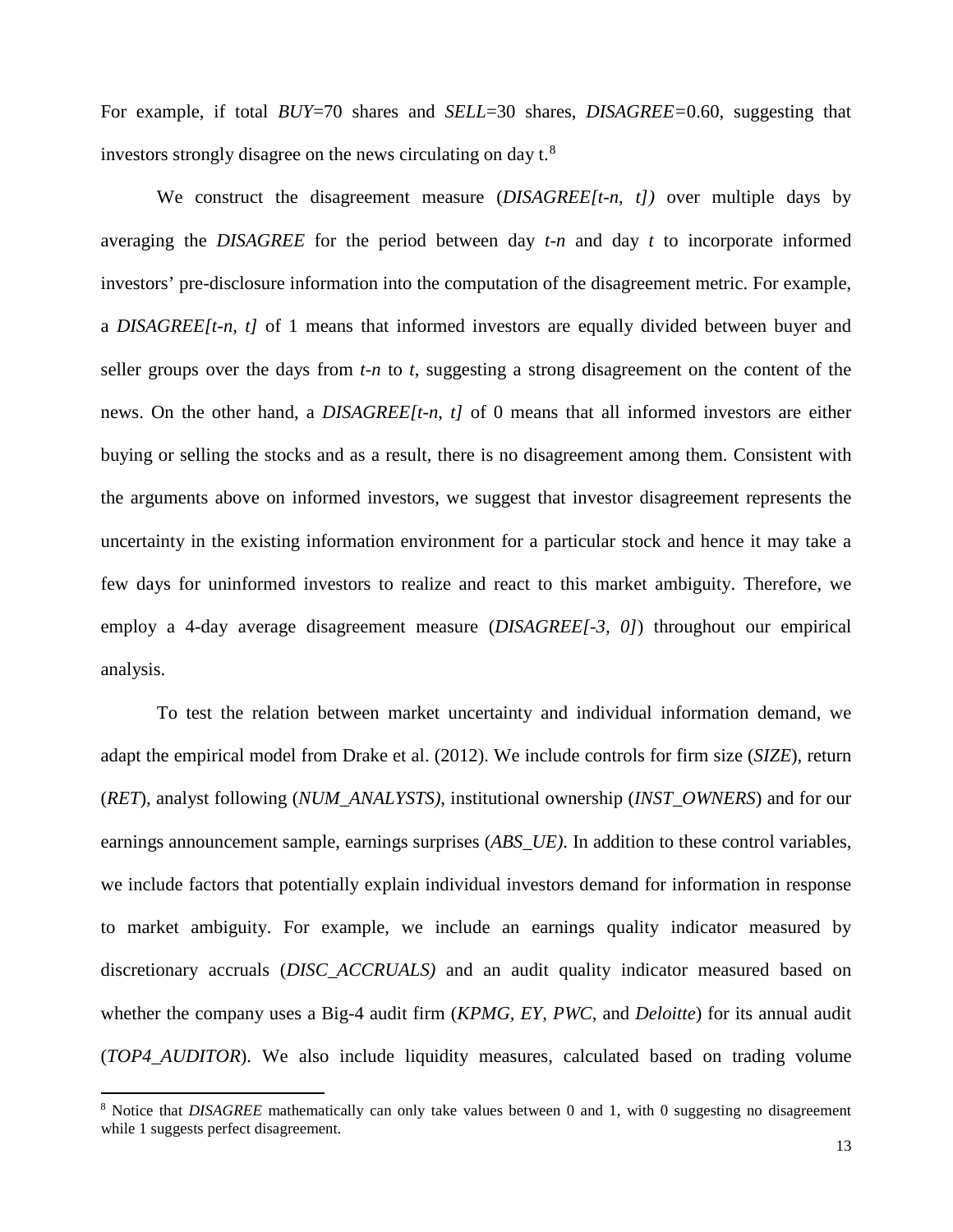For example, if total *BUY*=70 shares and *SELL*=30 shares, *DISAGREE*=0.60, suggesting that investors strongly disagree on the news circulating on day t.[8]

We construct the disagreement measure (*DISAGREE[t-n, t])* over multiple days by averaging the *DISAGREE* for the period between day *t-n* and day *t* to incorporate informed investors' pre-disclosure information into the computation of the disagreement metric. For example, a *DISAGREE[t-n, t]* of 1 means that informed investors are equally divided between buyer and seller groups over the days from *t-n* to *t*, suggesting a strong disagreement on the content of the news. On the other hand, a *DISAGREE[t-n, t]* of 0 means that all informed investors are either buying or selling the stocks and as a result, there is no disagreement among them. Consistent with the arguments above on informed investors, we suggest that investor disagreement represents the uncertainty in the existing information environment for a particular stock and hence it may take a few days for uninformed investors to realize and react to this market ambiguity. Therefore, we employ a 4-day average disagreement measure (*DISAGREE[-3, 0]*) throughout our empirical analysis.

To test the relation between market uncertainty and individual information demand, we adapt the empirical model from Drake et al. (2012). We include controls for firm size (*SIZE*), return (*RET*), analyst following (*NUM_ANALYSTS)*, institutional ownership (*INST_OWNERS*) and for our earnings announcement sample, earnings surprises (*ABS_UE)*. In addition to these control variables, we include factors that potentially explain individual investors demand for information in response to market ambiguity. For example, we include an earnings quality indicator measured by discretionary accruals (*DISC_ACCRUALS)* and an audit quality indicator measured based on whether the company uses a Big-4 audit firm (*KPMG, EY, PWC,* and *Deloitte*) for its annual audit (*TOP4_AUDITOR*). We also include liquidity measures, calculated based on trading volume

[8] Notice that *DISAGREE* mathematically can only take values between 0 and 1, with 0 suggesting no disagreement while 1 suggests perfect disagreement.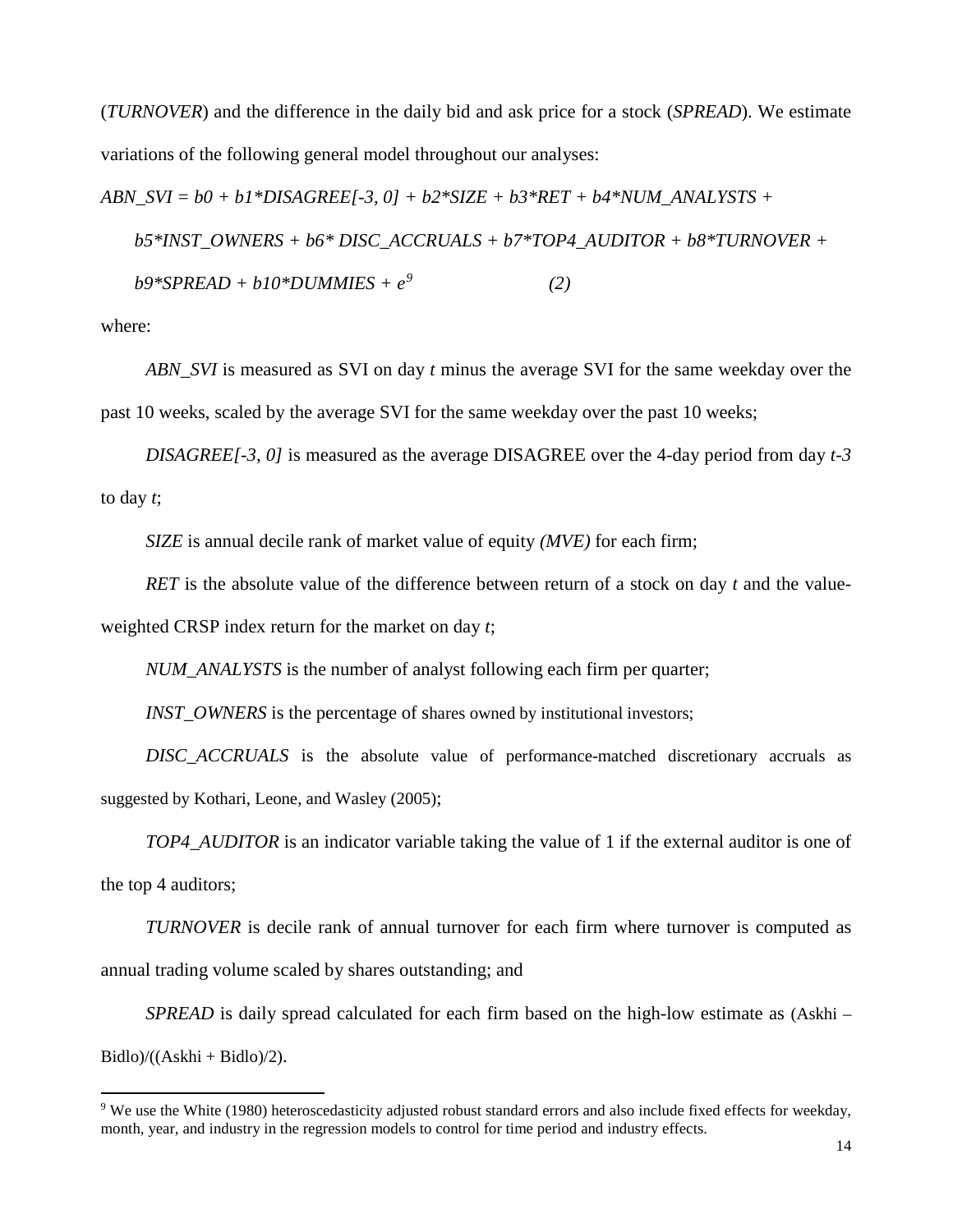(*TURNOVER*) and the difference in the daily bid and ask price for a stock (*SPREAD*). We estimate variations of the following general model throughout our analyses:

*ABN_SVI = b0 + b1*DISAGREE[-3, 0] + b2*SIZE + b3*RET + b4*NUM_ANALYSTS +*

*b5*INST_OWNERS + b6* DISC_ACCRUALS + b7*TOP4_AUDITOR + b8*TURNOVER +*

*b9*SPREAD + b10*DUMMIES + e*[9] *(2)*

where:

*ABN_SVI* is measured as SVI on day *t* minus the average SVI for the same weekday over the past 10 weeks, scaled by the average SVI for the same weekday over the past 10 weeks;

*DISAGREE[-3, 0]* is measured as the average DISAGREE over the 4-day period from day *t-3* to day *t*;

*SIZE* is annual decile rank of market value of equity *(MVE)* for each firm;

*RET* is the absolute value of the difference between return of a stock on day *t* and the value-weighted CRSP index return for the market on day *t*;

*NUM_ANALYSTS* is the number of analyst following each firm per quarter;

*INST_OWNERS* is the percentage of shares owned by institutional investors;

*DISC_ACCRUALS* is the absolute value of performance-matched discretionary accruals as suggested by Kothari, Leone, and Wasley (2005);

*TOP4_AUDITOR* is an indicator variable taking the value of 1 if the external auditor is one of the top 4 auditors;

*TURNOVER* is decile rank of annual turnover for each firm where turnover is computed as annual trading volume scaled by shares outstanding; and

*SPREAD* is daily spread calculated for each firm based on the high-low estimate as (Askhi – Bidlo)/((Askhi + Bidlo)/2).

[9] We use the White (1980) heteroscedasticity adjusted robust standard errors and also include fixed effects for weekday, month, year, and industry in the regression models to control for time period and industry effects.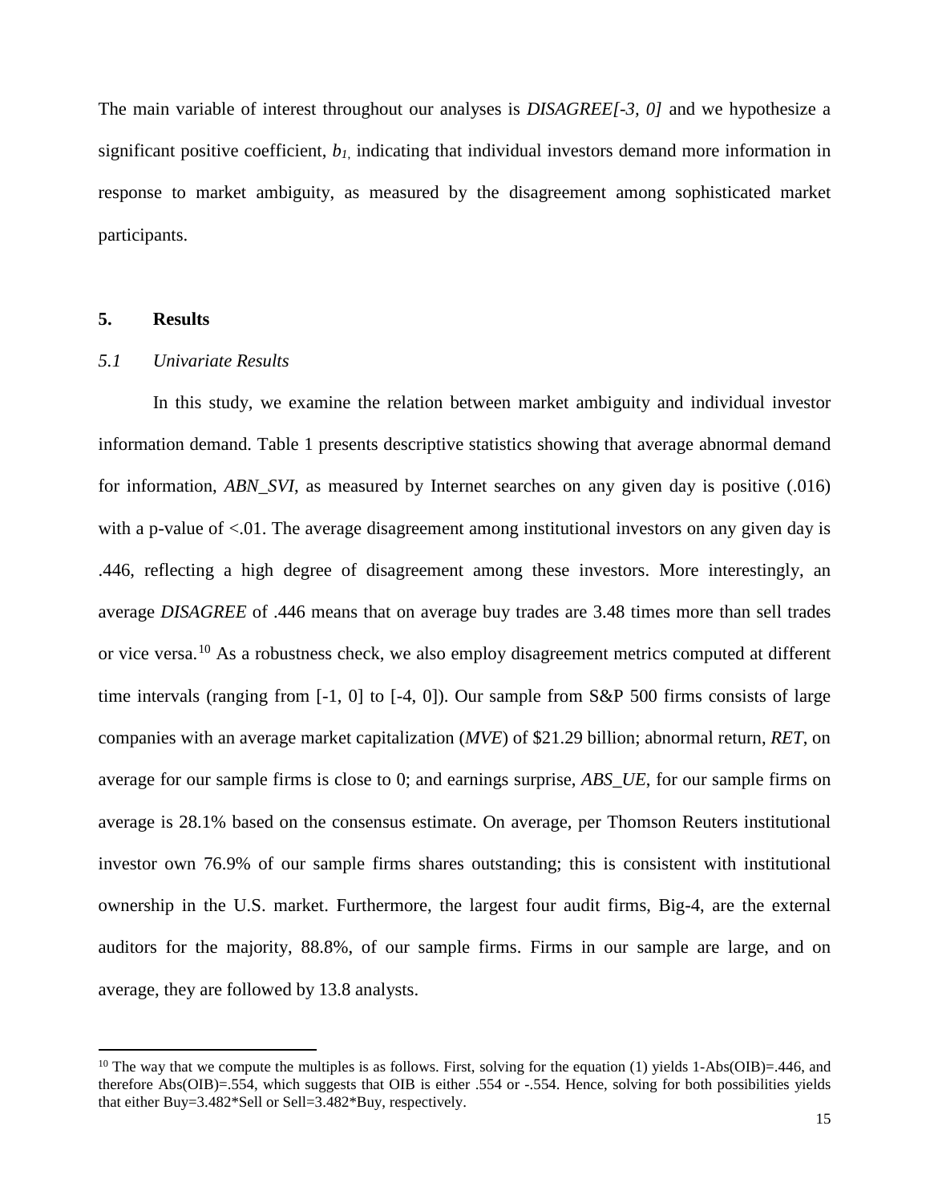The main variable of interest throughout our analyses is *DISAGREE[-3, 0]* and we hypothesize a significant positive coefficient, $b_1$, indicating that individual investors demand more information in response to market ambiguity, as measured by the disagreement among sophisticated market participants.

## 5. Results

### *5.1 Univariate Results*

In this study, we examine the relation between market ambiguity and individual investor information demand. Table 1 presents descriptive statistics showing that average abnormal demand for information, *ABN_SVI*, as measured by Internet searches on any given day is positive (.016) with a p-value of <.01. The average disagreement among institutional investors on any given day is .446, reflecting a high degree of disagreement among these investors. More interestingly, an average *DISAGREE* of .446 means that on average buy trades are 3.48 times more than sell trades or vice versa.[10] As a robustness check, we also employ disagreement metrics computed at different time intervals (ranging from [-1, 0] to [-4, 0]). Our sample from S&P 500 firms consists of large companies with an average market capitalization (*MVE*) of $21.29 billion; abnormal return, *RET*, on average for our sample firms is close to 0; and earnings surprise, *ABS_UE*, for our sample firms on average is 28.1% based on the consensus estimate. On average, per Thomson Reuters institutional investor own 76.9% of our sample firms shares outstanding; this is consistent with institutional ownership in the U.S. market. Furthermore, the largest four audit firms, Big-4, are the external auditors for the majority, 88.8%, of our sample firms. Firms in our sample are large, and on average, they are followed by 13.8 analysts.

---

[10] The way that we compute the multiples is as follows. First, solving for the equation (1) yields 1-Abs(OIB)=.446, and therefore Abs(OIB)=.554, which suggests that OIB is either .554 or -.554. Hence, solving for both possibilities yields that either Buy=3.482*Sell or Sell=3.482*Buy, respectively.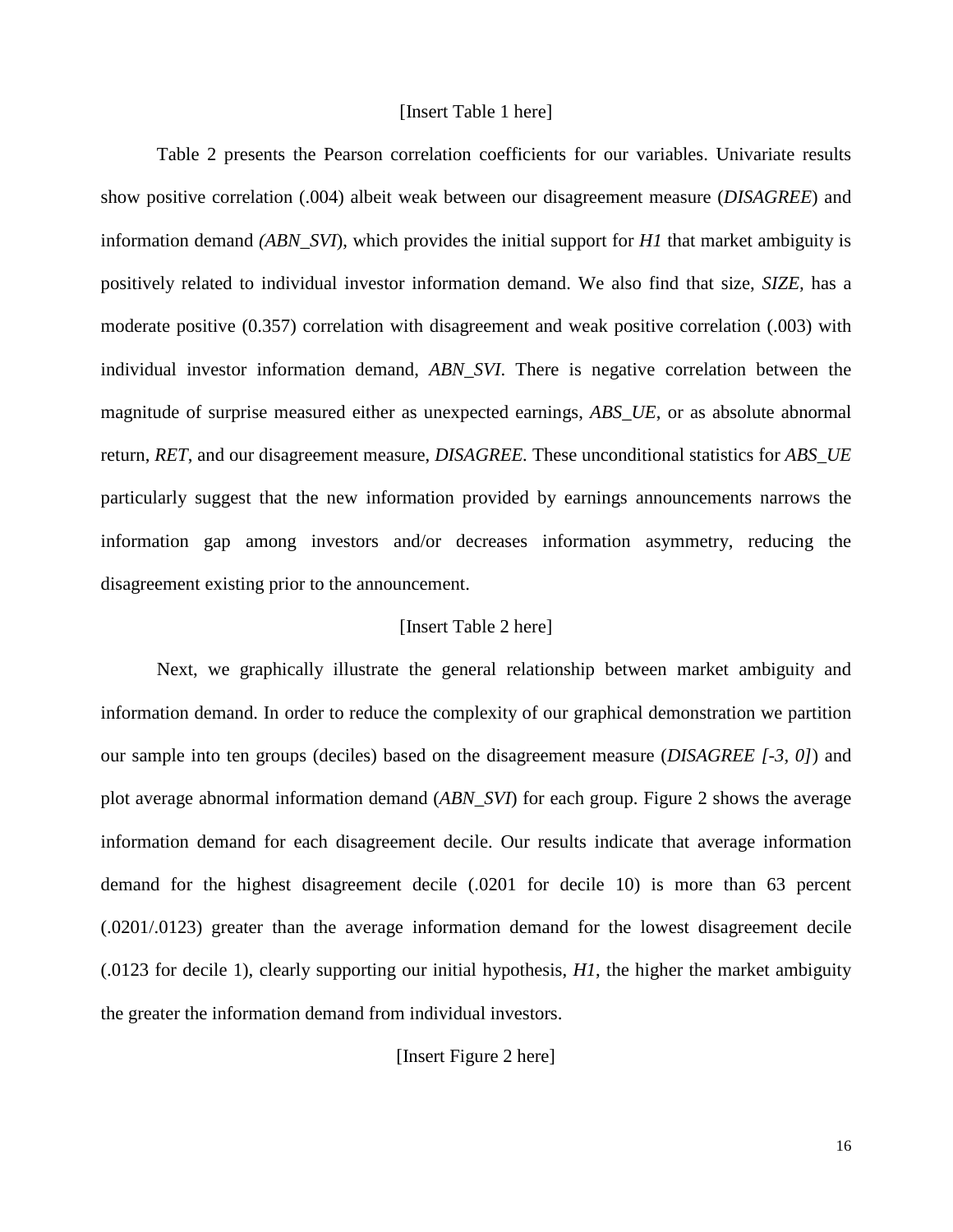[Insert Table 1 here]

Table 2 presents the Pearson correlation coefficients for our variables. Univariate results show positive correlation (.004) albeit weak between our disagreement measure (*DISAGREE*) and information demand *(ABN_SVI*), which provides the initial support for *H1* that market ambiguity is positively related to individual investor information demand. We also find that size, *SIZE*, has a moderate positive (0.357) correlation with disagreement and weak positive correlation (.003) with individual investor information demand, *ABN_SVI*. There is negative correlation between the magnitude of surprise measured either as unexpected earnings, *ABS_UE*, or as absolute abnormal return, *RET*, and our disagreement measure, *DISAGREE*. These unconditional statistics for *ABS_UE* particularly suggest that the new information provided by earnings announcements narrows the information gap among investors and/or decreases information asymmetry, reducing the disagreement existing prior to the announcement.

[Insert Table 2 here]

Next, we graphically illustrate the general relationship between market ambiguity and information demand. In order to reduce the complexity of our graphical demonstration we partition our sample into ten groups (deciles) based on the disagreement measure (*DISAGREE [-3, 0]*) and plot average abnormal information demand (*ABN_SVI*) for each group. Figure 2 shows the average information demand for each disagreement decile. Our results indicate that average information demand for the highest disagreement decile (.0201 for decile 10) is more than 63 percent (.0201/.0123) greater than the average information demand for the lowest disagreement decile (.0123 for decile 1), clearly supporting our initial hypothesis, *H1*, the higher the market ambiguity the greater the information demand from individual investors.

[Insert Figure 2 here]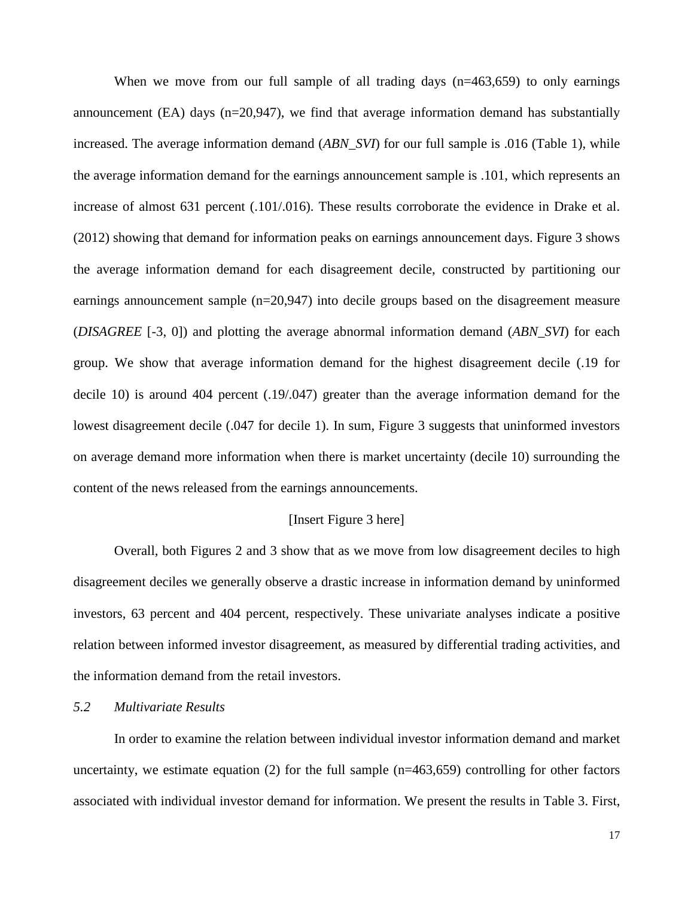When we move from our full sample of all trading days (n=463,659) to only earnings announcement (EA) days (n=20,947), we find that average information demand has substantially increased. The average information demand (*ABN_SVI*) for our full sample is .016 (Table 1), while the average information demand for the earnings announcement sample is .101, which represents an increase of almost 631 percent (.101/.016). These results corroborate the evidence in Drake et al. (2012) showing that demand for information peaks on earnings announcement days. Figure 3 shows the average information demand for each disagreement decile, constructed by partitioning our earnings announcement sample (n=20,947) into decile groups based on the disagreement measure (*DISAGREE* [-3, 0]) and plotting the average abnormal information demand (*ABN_SVI*) for each group. We show that average information demand for the highest disagreement decile (.19 for decile 10) is around 404 percent (.19/.047) greater than the average information demand for the lowest disagreement decile (.047 for decile 1). In sum, Figure 3 suggests that uninformed investors on average demand more information when there is market uncertainty (decile 10) surrounding the content of the news released from the earnings announcements.

[Insert Figure 3 here]

Overall, both Figures 2 and 3 show that as we move from low disagreement deciles to high disagreement deciles we generally observe a drastic increase in information demand by uninformed investors, 63 percent and 404 percent, respectively. These univariate analyses indicate a positive relation between informed investor disagreement, as measured by differential trading activities, and the information demand from the retail investors.

### *5.2 Multivariate Results*

In order to examine the relation between individual investor information demand and market uncertainty, we estimate equation (2) for the full sample (n=463,659) controlling for other factors associated with individual investor demand for information. We present the results in Table 3. First,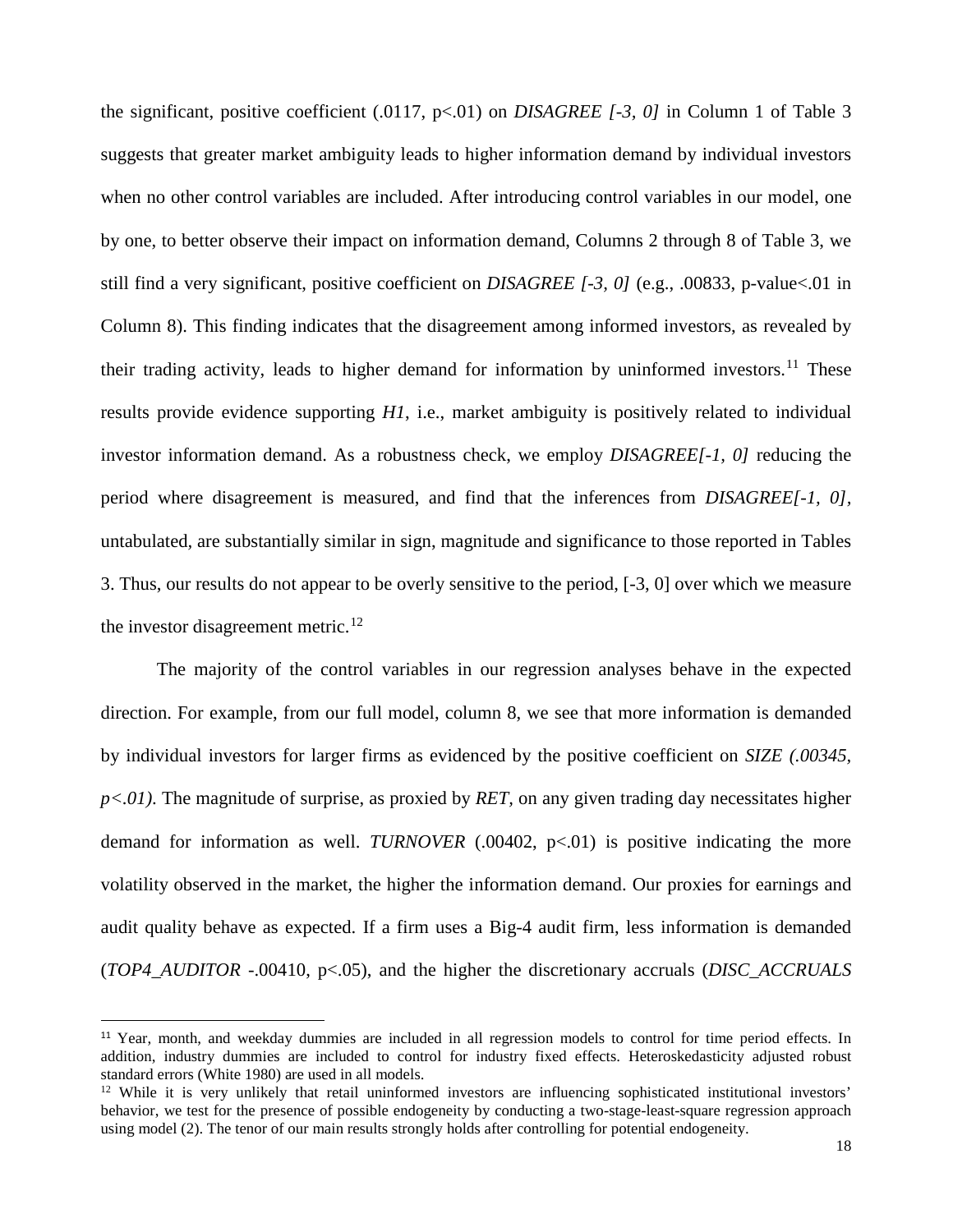the significant, positive coefficient (.0117, p<.01) on *DISAGREE [-3, 0]* in Column 1 of Table 3 suggests that greater market ambiguity leads to higher information demand by individual investors when no other control variables are included. After introducing control variables in our model, one by one, to better observe their impact on information demand, Columns 2 through 8 of Table 3, we still find a very significant, positive coefficient on *DISAGREE [-3, 0]* (e.g., .00833, p-value<.01 in Column 8). This finding indicates that the disagreement among informed investors, as revealed by their trading activity, leads to higher demand for information by uninformed investors.[11] These results provide evidence supporting *H1*, i.e., market ambiguity is positively related to individual investor information demand. As a robustness check, we employ *DISAGREE[-1, 0]* reducing the period where disagreement is measured, and find that the inferences from *DISAGREE[-1, 0]*, untabulated, are substantially similar in sign, magnitude and significance to those reported in Tables 3. Thus, our results do not appear to be overly sensitive to the period, [-3, 0] over which we measure the investor disagreement metric.[12]

The majority of the control variables in our regression analyses behave in the expected direction. For example, from our full model, column 8, we see that more information is demanded by individual investors for larger firms as evidenced by the positive coefficient on *SIZE (.00345, p<.01)*. The magnitude of surprise, as proxied by *RET*, on any given trading day necessitates higher demand for information as well. *TURNOVER* (.00402, p<.01) is positive indicating the more volatility observed in the market, the higher the information demand. Our proxies for earnings and audit quality behave as expected. If a firm uses a Big-4 audit firm, less information is demanded (*TOP4_AUDITOR* -.00410, p<.05), and the higher the discretionary accruals (*DISC_ACCRUALS*

---

[11] Year, month, and weekday dummies are included in all regression models to control for time period effects. In addition, industry dummies are included to control for industry fixed effects. Heteroskedasticity adjusted robust standard errors (White 1980) are used in all models.

[12] While it is very unlikely that retail uninformed investors are influencing sophisticated institutional investors' behavior, we test for the presence of possible endogeneity by conducting a two-stage-least-square regression approach using model (2). The tenor of our main results strongly holds after controlling for potential endogeneity.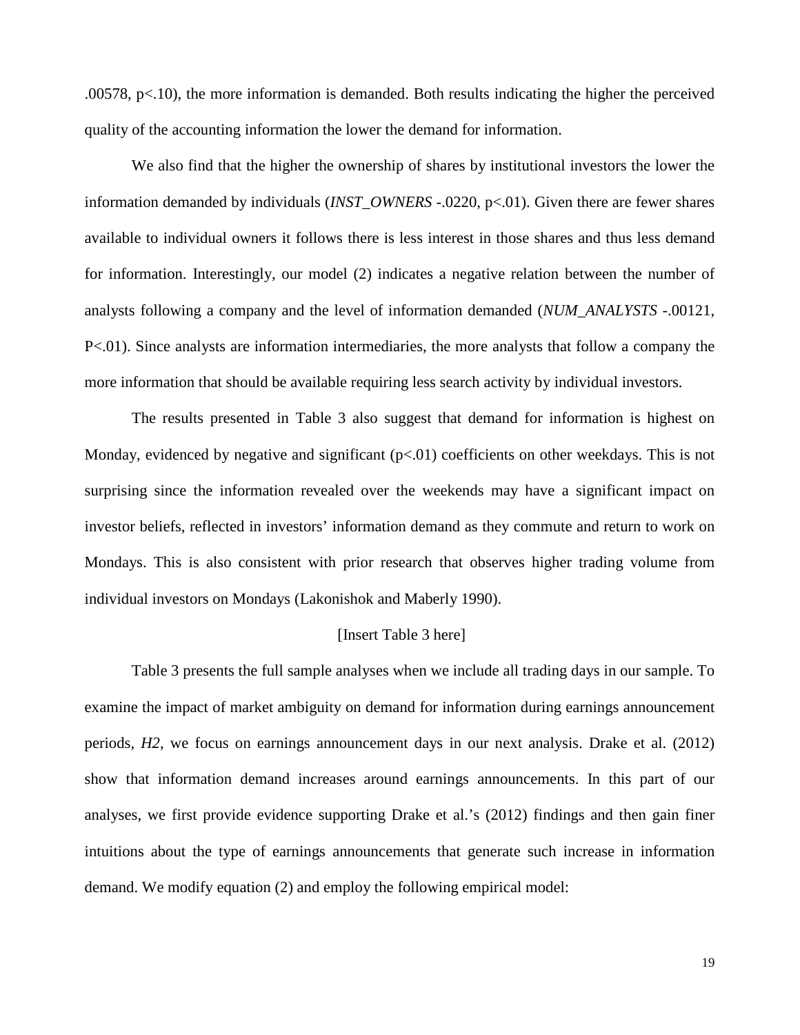.00578, $p<.10$), the more information is demanded. Both results indicating the higher the perceived quality of the accounting information the lower the demand for information.

We also find that the higher the ownership of shares by institutional investors the lower the information demanded by individuals (*INST_OWNERS* -.0220, $p<.01$). Given there are fewer shares available to individual owners it follows there is less interest in those shares and thus less demand for information. Interestingly, our model (2) indicates a negative relation between the number of analysts following a company and the level of information demanded (*NUM_ANALYSTS* -.00121, $P<.01$). Since analysts are information intermediaries, the more analysts that follow a company the more information that should be available requiring less search activity by individual investors.

The results presented in Table 3 also suggest that demand for information is highest on Monday, evidenced by negative and significant ($p<.01$) coefficients on other weekdays. This is not surprising since the information revealed over the weekends may have a significant impact on investor beliefs, reflected in investors' information demand as they commute and return to work on Mondays. This is also consistent with prior research that observes higher trading volume from individual investors on Mondays (Lakonishok and Maberly 1990).

[Insert Table 3 here]

Table 3 presents the full sample analyses when we include all trading days in our sample. To examine the impact of market ambiguity on demand for information during earnings announcement periods, *H2*, we focus on earnings announcement days in our next analysis. Drake et al. (2012) show that information demand increases around earnings announcements. In this part of our analyses, we first provide evidence supporting Drake et al.'s (2012) findings and then gain finer intuitions about the type of earnings announcements that generate such increase in information demand. We modify equation (2) and employ the following empirical model: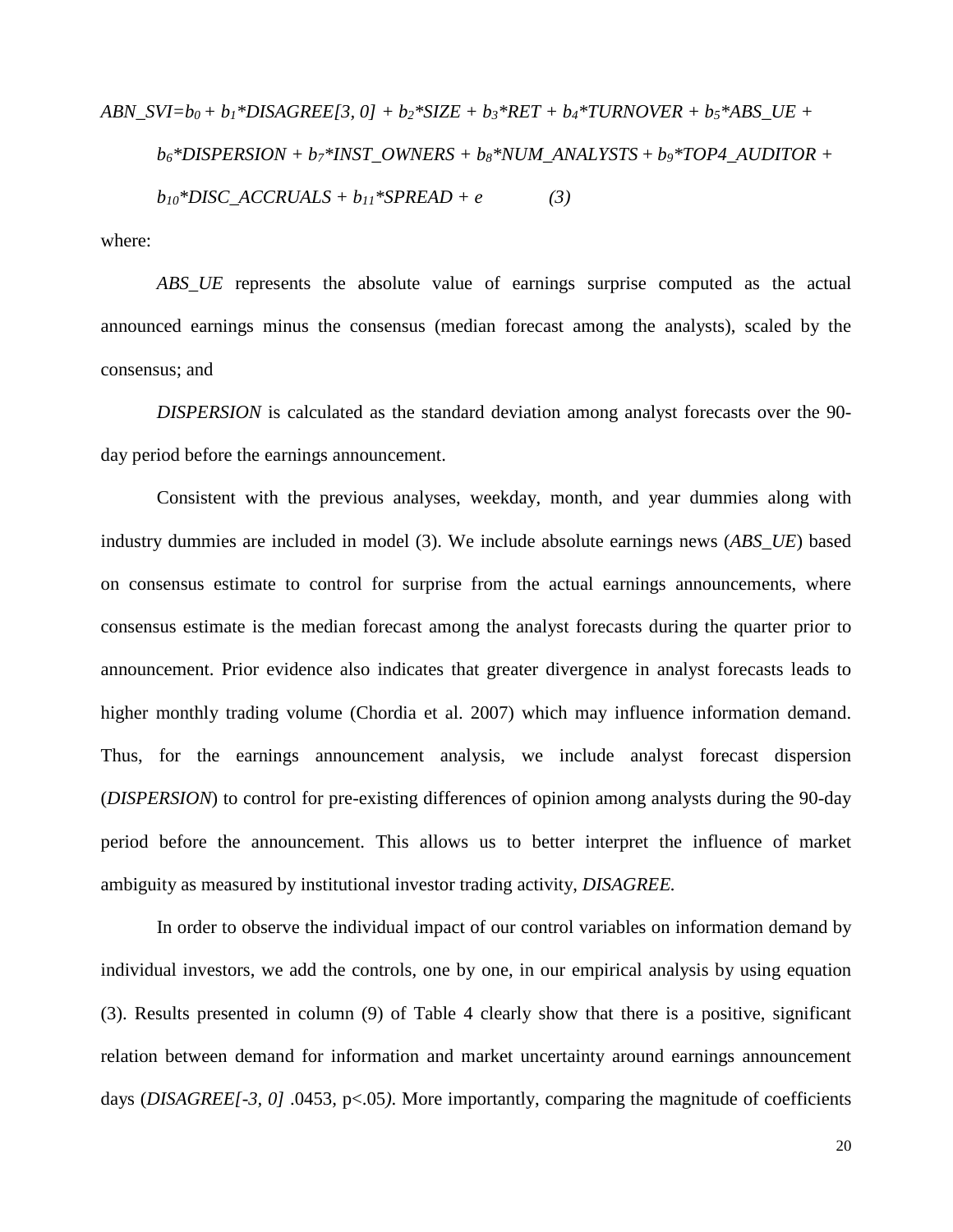$$ABN\_SVI = b_0 + b_1 * DISAGREE[3, 0] + b_2 * SIZE + b_3 * RET + b_4 * TURNOVER + b_5 * ABS\_UE + b_6 * DISPERSION + b_7 * INST\_OWNERS + b_8 * NUM\_ANALYSTS + b_9 * TOP4\_AUDITOR + b_{10} * DISC\_ACCRUALS + b_{11} * SPREAD + e \quad (3)$$

where:

*ABS_UE* represents the absolute value of earnings surprise computed as the actual announced earnings minus the consensus (median forecast among the analysts), scaled by the consensus; and

*DISPERSION* is calculated as the standard deviation among analyst forecasts over the 90-day period before the earnings announcement.

Consistent with the previous analyses, weekday, month, and year dummies along with industry dummies are included in model (3). We include absolute earnings news (*ABS_UE*) based on consensus estimate to control for surprise from the actual earnings announcements, where consensus estimate is the median forecast among the analyst forecasts during the quarter prior to announcement. Prior evidence also indicates that greater divergence in analyst forecasts leads to higher monthly trading volume (Chordia et al. 2007) which may influence information demand. Thus, for the earnings announcement analysis, we include analyst forecast dispersion (*DISPERSION*) to control for pre-existing differences of opinion among analysts during the 90-day period before the announcement. This allows us to better interpret the influence of market ambiguity as measured by institutional investor trading activity, *DISAGREE.*

In order to observe the individual impact of our control variables on information demand by individual investors, we add the controls, one by one, in our empirical analysis by using equation (3). Results presented in column (9) of Table 4 clearly show that there is a positive, significant relation between demand for information and market uncertainty around earnings announcement days (*DISAGREE[-3, 0]* .0453, $p<.05$). More importantly, comparing the magnitude of coefficients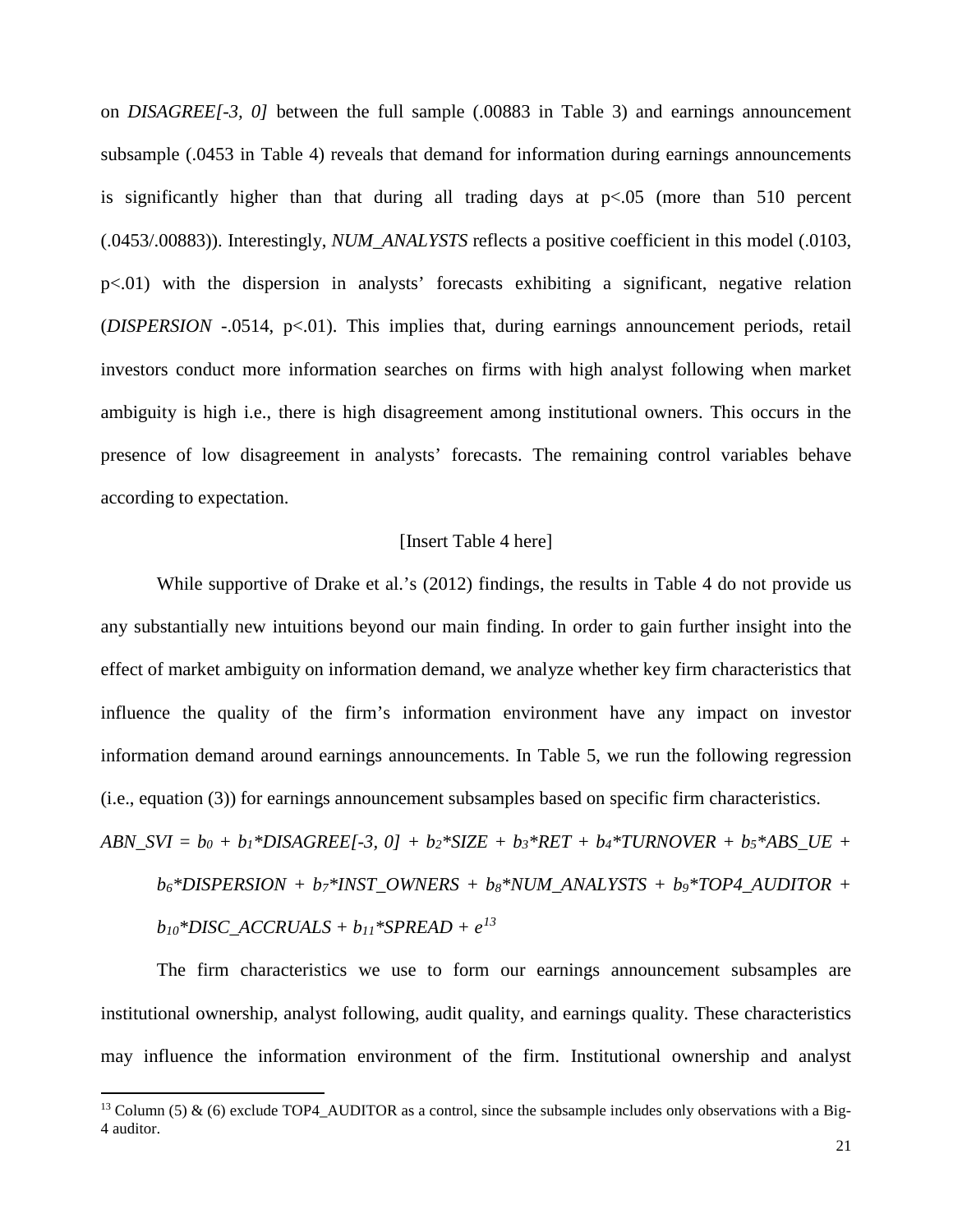on *DISAGREE[-3, 0]* between the full sample (.00883 in Table 3) and earnings announcement subsample (.0453 in Table 4) reveals that demand for information during earnings announcements is significantly higher than that during all trading days at $p<.05$ (more than 510 percent (.0453/.00883)). Interestingly, *NUM_ANALYSTS* reflects a positive coefficient in this model (.0103, $p<.01$) with the dispersion in analysts' forecasts exhibiting a significant, negative relation (*DISPERSION* -.0514, $p<.01$). This implies that, during earnings announcement periods, retail investors conduct more information searches on firms with high analyst following when market ambiguity is high i.e., there is high disagreement among institutional owners. This occurs in the presence of low disagreement in analysts' forecasts. The remaining control variables behave according to expectation.

[Insert Table 4 here]

While supportive of Drake et al.'s (2012) findings, the results in Table 4 do not provide us any substantially new intuitions beyond our main finding. In order to gain further insight into the effect of market ambiguity on information demand, we analyze whether key firm characteristics that influence the quality of the firm's information environment have any impact on investor information demand around earnings announcements. In Table 5, we run the following regression (i.e., equation (3)) for earnings announcement subsamples based on specific firm characteristics.

$$ABN\_SVI = b_0 + b_1*DISAGREE[-3, 0] + b_2*SIZE + b_3*RET + b_4*TURNOVER + b_5*ABS\_UE + b_6*DISPERSION + b_7*INST\_OWNERS + b_8*NUM\_ANALYSTS + b_9*TOP4\_AUDITOR + b_{10}*DISC\_ACCRUALS + b_{11}*SPREAD + e$$ [13]

The firm characteristics we use to form our earnings announcement subsamples are institutional ownership, analyst following, audit quality, and earnings quality. These characteristics may influence the information environment of the firm. Institutional ownership and analyst

[13] Column (5) & (6) exclude TOP4_AUDITOR as a control, since the subsample includes only observations with a Big-4 auditor.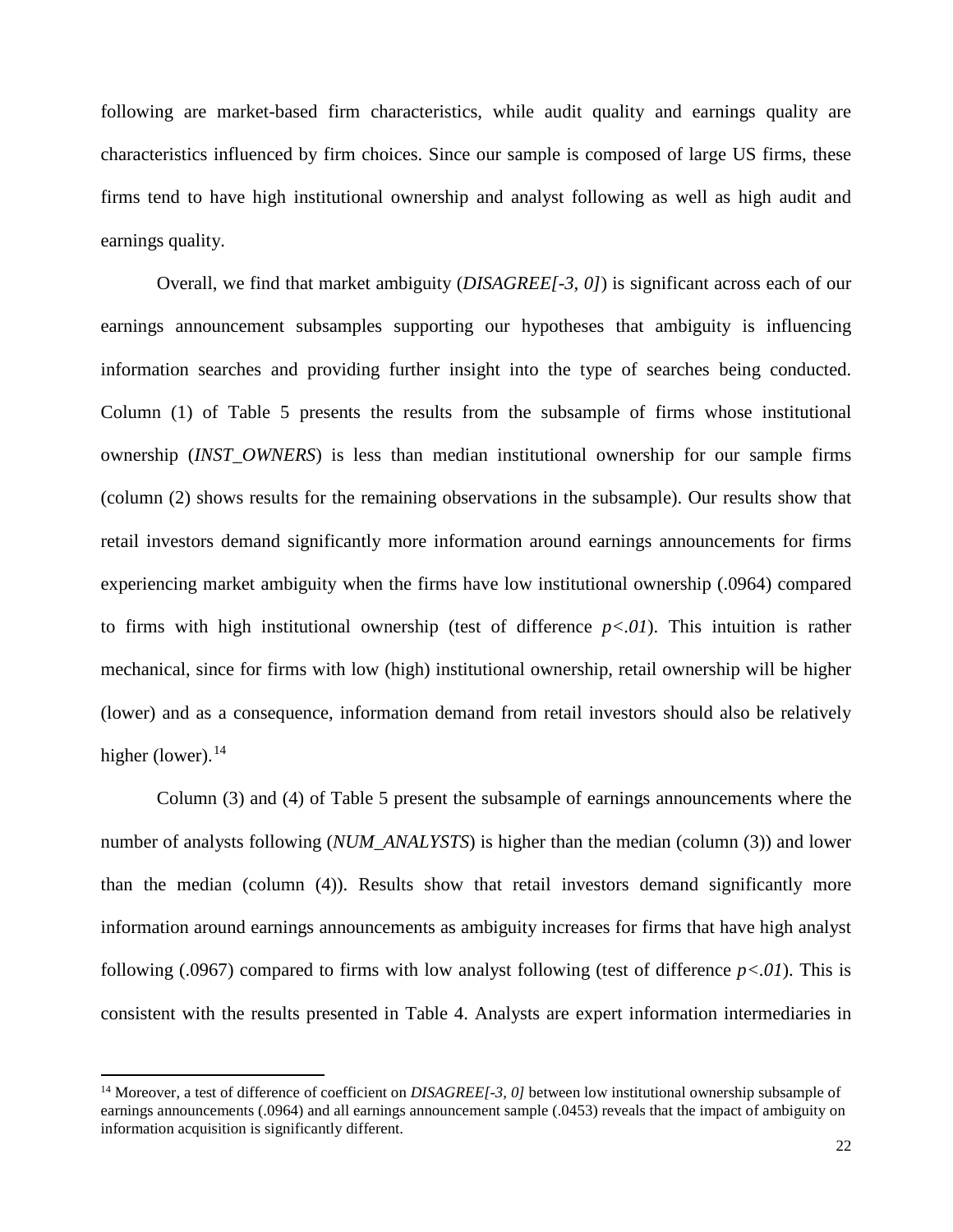following are market-based firm characteristics, while audit quality and earnings quality are characteristics influenced by firm choices. Since our sample is composed of large US firms, these firms tend to have high institutional ownership and analyst following as well as high audit and earnings quality.

Overall, we find that market ambiguity (*DISAGREE[-3, 0]*) is significant across each of our earnings announcement subsamples supporting our hypotheses that ambiguity is influencing information searches and providing further insight into the type of searches being conducted. Column (1) of Table 5 presents the results from the subsample of firms whose institutional ownership (*INST_OWNERS*) is less than median institutional ownership for our sample firms (column (2) shows results for the remaining observations in the subsample). Our results show that retail investors demand significantly more information around earnings announcements for firms experiencing market ambiguity when the firms have low institutional ownership (.0964) compared to firms with high institutional ownership (test of difference $p<.01$). This intuition is rather mechanical, since for firms with low (high) institutional ownership, retail ownership will be higher (lower) and as a consequence, information demand from retail investors should also be relatively higher (lower).[14]

Column (3) and (4) of Table 5 present the subsample of earnings announcements where the number of analysts following (*NUM_ANALYSTS*) is higher than the median (column (3)) and lower than the median (column (4)). Results show that retail investors demand significantly more information around earnings announcements as ambiguity increases for firms that have high analyst following (.0967) compared to firms with low analyst following (test of difference $p<.01$). This is consistent with the results presented in Table 4. Analysts are expert information intermediaries in

[14] Moreover, a test of difference of coefficient on *DISAGREE[-3, 0]* between low institutional ownership subsample of earnings announcements (.0964) and all earnings announcement sample (.0453) reveals that the impact of ambiguity on information acquisition is significantly different.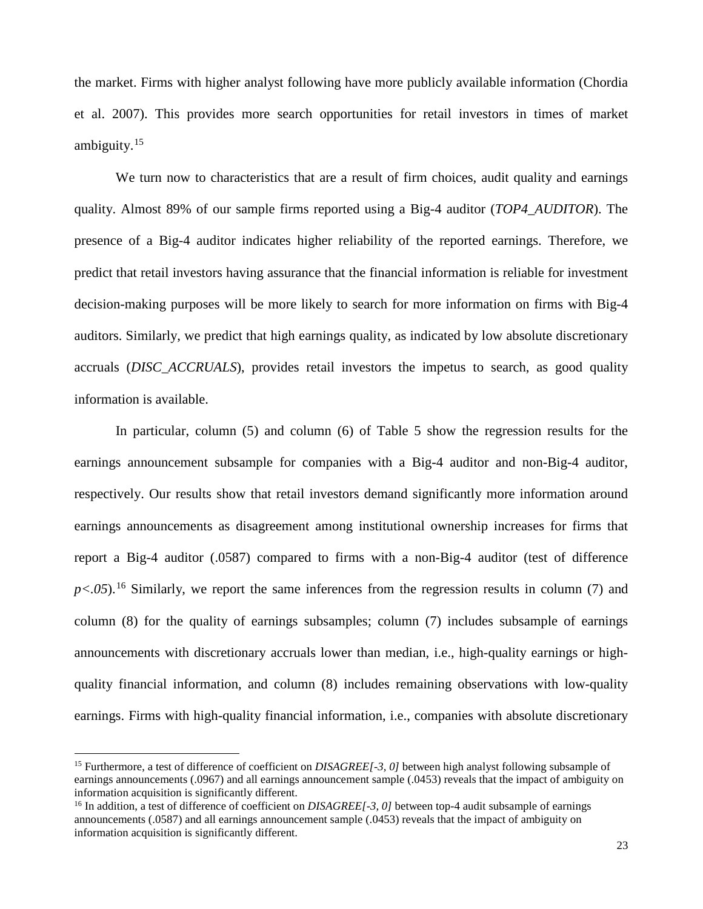the market. Firms with higher analyst following have more publicly available information (Chordia et al. 2007). This provides more search opportunities for retail investors in times of market ambiguity.[15]

We turn now to characteristics that are a result of firm choices, audit quality and earnings quality. Almost 89% of our sample firms reported using a Big-4 auditor (*TOP4_AUDITOR*). The presence of a Big-4 auditor indicates higher reliability of the reported earnings. Therefore, we predict that retail investors having assurance that the financial information is reliable for investment decision-making purposes will be more likely to search for more information on firms with Big-4 auditors. Similarly, we predict that high earnings quality, as indicated by low absolute discretionary accruals (*DISC_ACCRUALS*), provides retail investors the impetus to search, as good quality information is available.

In particular, column (5) and column (6) of Table 5 show the regression results for the earnings announcement subsample for companies with a Big-4 auditor and non-Big-4 auditor, respectively. Our results show that retail investors demand significantly more information around earnings announcements as disagreement among institutional ownership increases for firms that report a Big-4 auditor (.0587) compared to firms with a non-Big-4 auditor (test of difference $p<.05$).[16] Similarly, we report the same inferences from the regression results in column (7) and column (8) for the quality of earnings subsamples; column (7) includes subsample of earnings announcements with discretionary accruals lower than median, i.e., high-quality earnings or high-quality financial information, and column (8) includes remaining observations with low-quality earnings. Firms with high-quality financial information, i.e., companies with absolute discretionary

[15] Furthermore, a test of difference of coefficient on *DISAGREE[-3, 0]* between high analyst following subsample of earnings announcements (.0967) and all earnings announcement sample (.0453) reveals that the impact of ambiguity on information acquisition is significantly different.

[16] In addition, a test of difference of coefficient on *DISAGREE[-3, 0]* between top-4 audit subsample of earnings announcements (.0587) and all earnings announcement sample (.0453) reveals that the impact of ambiguity on information acquisition is significantly different.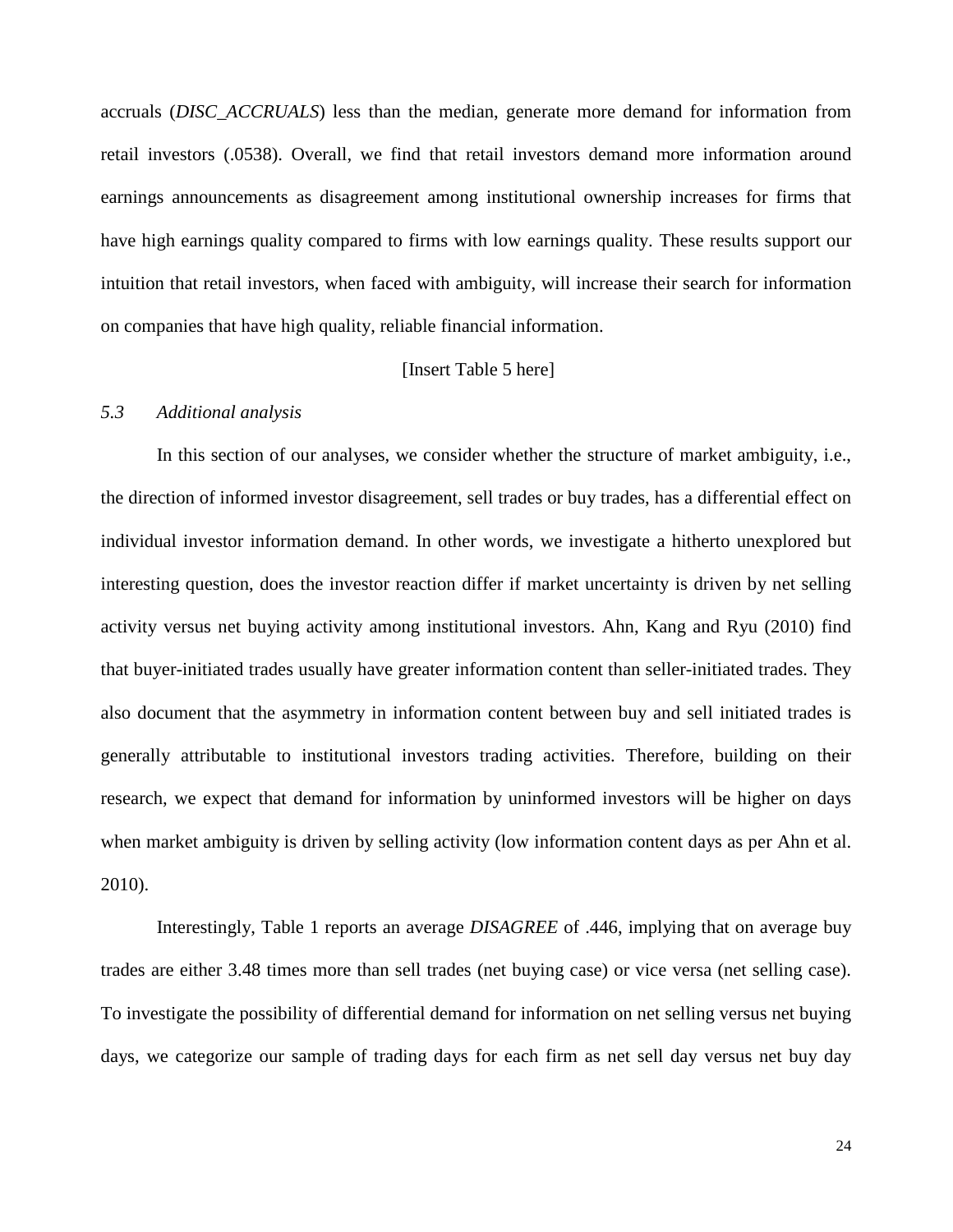accruals (*DISC_ACCRUALS*) less than the median, generate more demand for information from retail investors (.0538). Overall, we find that retail investors demand more information around earnings announcements as disagreement among institutional ownership increases for firms that have high earnings quality compared to firms with low earnings quality. These results support our intuition that retail investors, when faced with ambiguity, will increase their search for information on companies that have high quality, reliable financial information.

[Insert Table 5 here]

### *5.3 Additional analysis*

In this section of our analyses, we consider whether the structure of market ambiguity, i.e., the direction of informed investor disagreement, sell trades or buy trades, has a differential effect on individual investor information demand. In other words, we investigate a hitherto unexplored but interesting question, does the investor reaction differ if market uncertainty is driven by net selling activity versus net buying activity among institutional investors. Ahn, Kang and Ryu (2010) find that buyer-initiated trades usually have greater information content than seller-initiated trades. They also document that the asymmetry in information content between buy and sell initiated trades is generally attributable to institutional investors trading activities. Therefore, building on their research, we expect that demand for information by uninformed investors will be higher on days when market ambiguity is driven by selling activity (low information content days as per Ahn et al. 2010).

Interestingly, Table 1 reports an average *DISAGREE* of .446, implying that on average buy trades are either 3.48 times more than sell trades (net buying case) or vice versa (net selling case). To investigate the possibility of differential demand for information on net selling versus net buying days, we categorize our sample of trading days for each firm as net sell day versus net buy day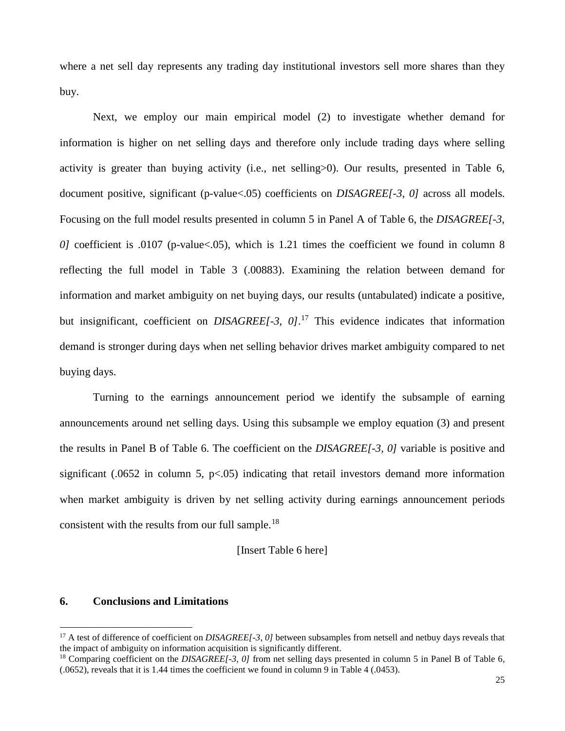where a net sell day represents any trading day institutional investors sell more shares than they buy.

Next, we employ our main empirical model (2) to investigate whether demand for information is higher on net selling days and therefore only include trading days where selling activity is greater than buying activity (i.e., net selling>0). Our results, presented in Table 6, document positive, significant (p-value<.05) coefficients on *DISAGREE[-3, 0]* across all models. Focusing on the full model results presented in column 5 in Panel A of Table 6, the *DISAGREE[-3, 0]* coefficient is .0107 (p-value<.05), which is 1.21 times the coefficient we found in column 8 reflecting the full model in Table 3 (.00883). Examining the relation between demand for information and market ambiguity on net buying days, our results (untabulated) indicate a positive, but insignificant, coefficient on *DISAGREE[-3, 0]*.[17] This evidence indicates that information demand is stronger during days when net selling behavior drives market ambiguity compared to net buying days.

Turning to the earnings announcement period we identify the subsample of earning announcements around net selling days. Using this subsample we employ equation (3) and present the results in Panel B of Table 6. The coefficient on the *DISAGREE[-3, 0]* variable is positive and significant (.0652 in column 5, p<.05) indicating that retail investors demand more information when market ambiguity is driven by net selling activity during earnings announcement periods consistent with the results from our full sample.[18]

[Insert Table 6 here]

## 6. Conclusions and Limitations

[17] A test of difference of coefficient on *DISAGREE[-3, 0]* between subsamples from netsell and netbuy days reveals that the impact of ambiguity on information acquisition is significantly different.

[18] Comparing coefficient on the *DISAGREE[-3, 0]* from net selling days presented in column 5 in Panel B of Table 6, (.0652), reveals that it is 1.44 times the coefficient we found in column 9 in Table 4 (.0453).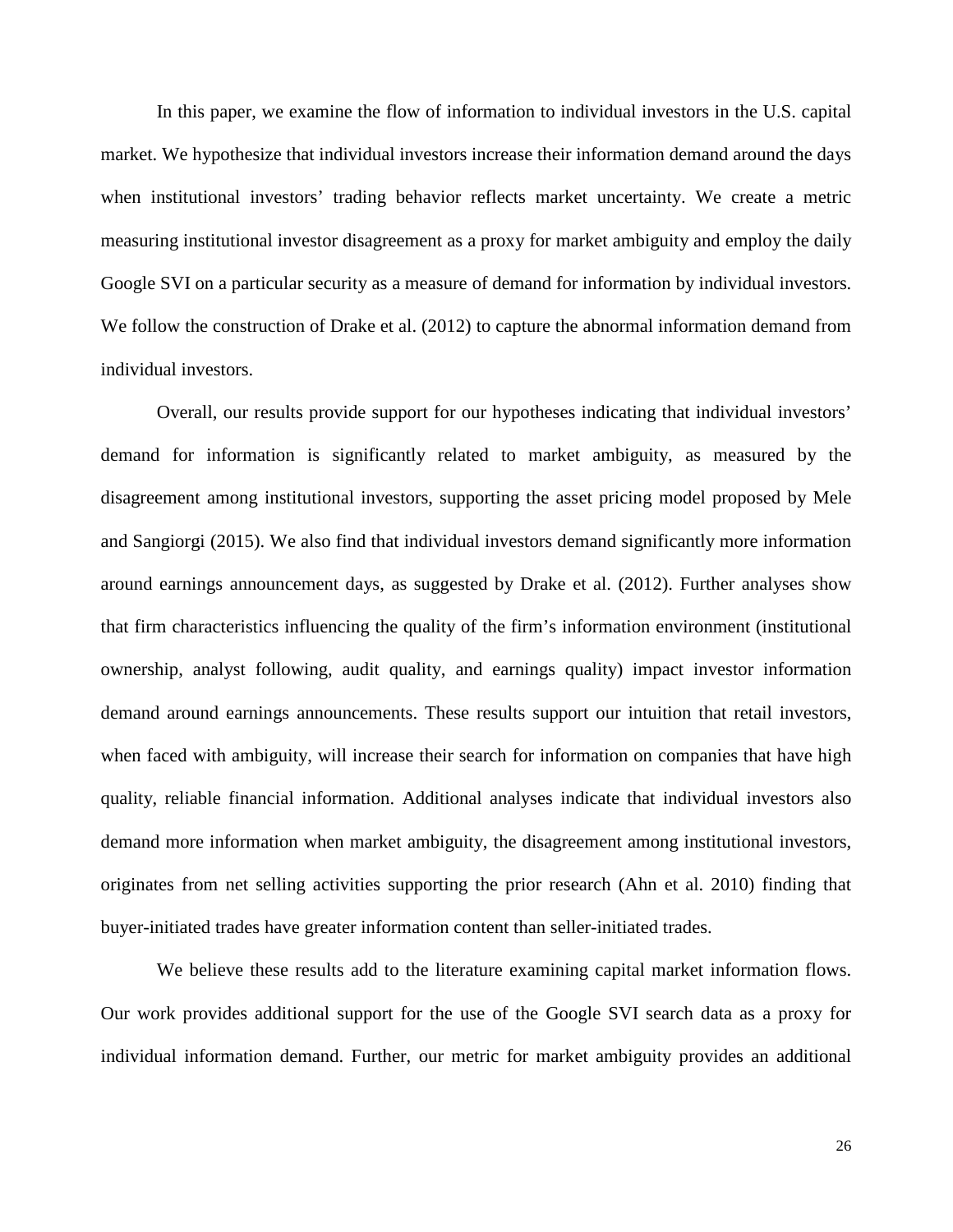In this paper, we examine the flow of information to individual investors in the U.S. capital market. We hypothesize that individual investors increase their information demand around the days when institutional investors' trading behavior reflects market uncertainty. We create a metric measuring institutional investor disagreement as a proxy for market ambiguity and employ the daily Google SVI on a particular security as a measure of demand for information by individual investors. We follow the construction of Drake et al. (2012) to capture the abnormal information demand from individual investors.

Overall, our results provide support for our hypotheses indicating that individual investors' demand for information is significantly related to market ambiguity, as measured by the disagreement among institutional investors, supporting the asset pricing model proposed by Mele and Sangiorgi (2015). We also find that individual investors demand significantly more information around earnings announcement days, as suggested by Drake et al. (2012). Further analyses show that firm characteristics influencing the quality of the firm's information environment (institutional ownership, analyst following, audit quality, and earnings quality) impact investor information demand around earnings announcements. These results support our intuition that retail investors, when faced with ambiguity, will increase their search for information on companies that have high quality, reliable financial information. Additional analyses indicate that individual investors also demand more information when market ambiguity, the disagreement among institutional investors, originates from net selling activities supporting the prior research (Ahn et al. 2010) finding that buyer-initiated trades have greater information content than seller-initiated trades.

We believe these results add to the literature examining capital market information flows. Our work provides additional support for the use of the Google SVI search data as a proxy for individual information demand. Further, our metric for market ambiguity provides an additional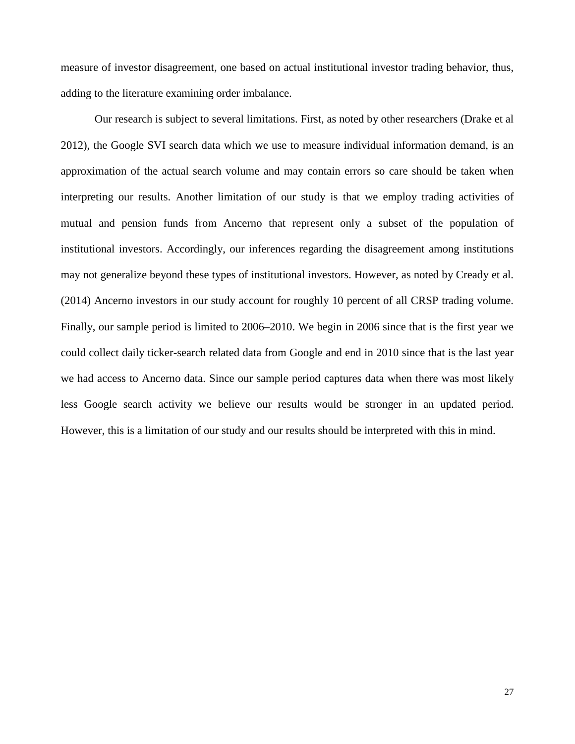measure of investor disagreement, one based on actual institutional investor trading behavior, thus, adding to the literature examining order imbalance.

Our research is subject to several limitations. First, as noted by other researchers (Drake et al 2012), the Google SVI search data which we use to measure individual information demand, is an approximation of the actual search volume and may contain errors so care should be taken when interpreting our results. Another limitation of our study is that we employ trading activities of mutual and pension funds from Ancerno that represent only a subset of the population of institutional investors. Accordingly, our inferences regarding the disagreement among institutions may not generalize beyond these types of institutional investors. However, as noted by Cready et al. (2014) Ancerno investors in our study account for roughly 10 percent of all CRSP trading volume. Finally, our sample period is limited to 2006–2010. We begin in 2006 since that is the first year we could collect daily ticker-search related data from Google and end in 2010 since that is the last year we had access to Ancerno data. Since our sample period captures data when there was most likely less Google search activity we believe our results would be stronger in an updated period. However, this is a limitation of our study and our results should be interpreted with this in mind.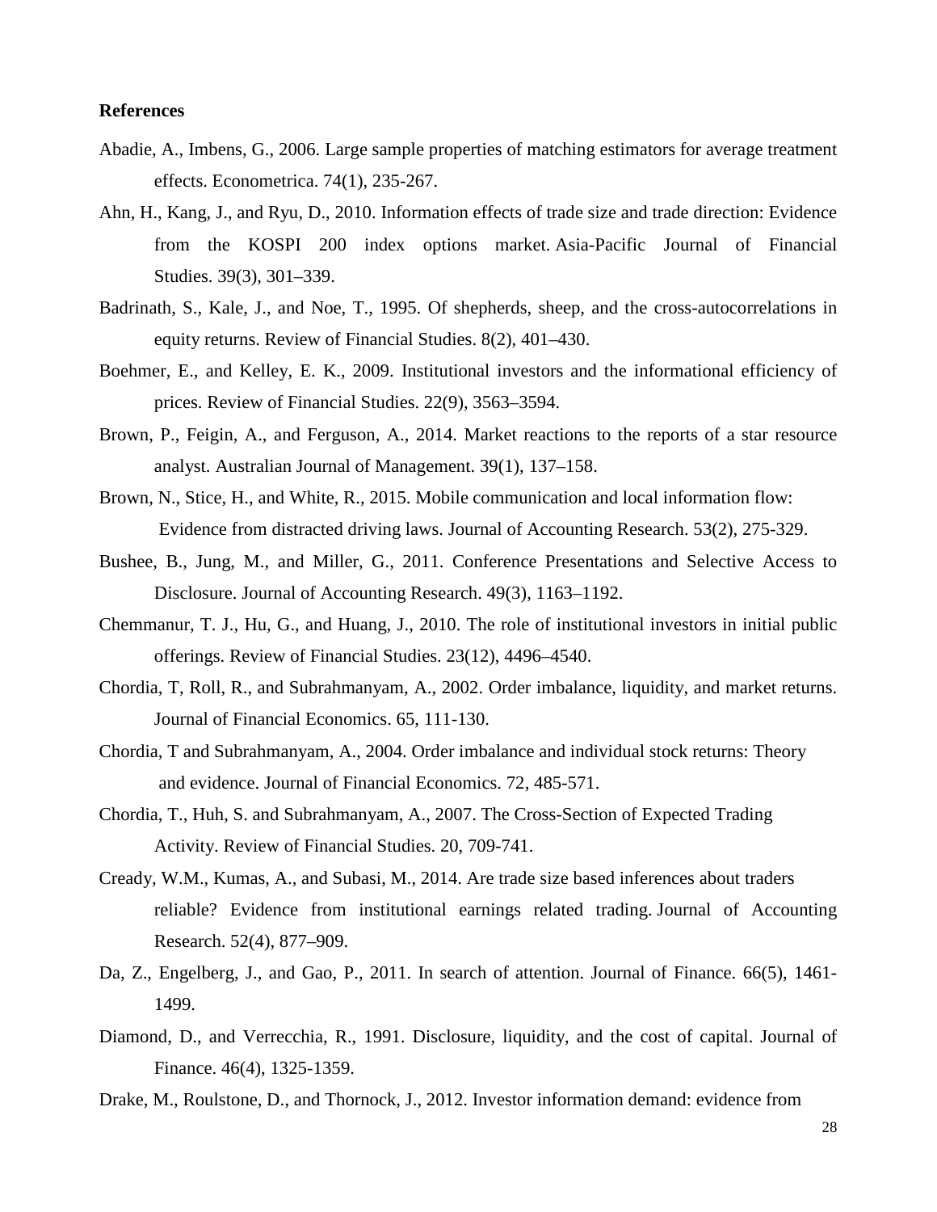**References**

Abadie, A., Imbens, G., 2006. Large sample properties of matching estimators for average treatment effects. Econometrica. 74(1), 235-267.

Ahn, H., Kang, J., and Ryu, D., 2010. Information effects of trade size and trade direction: Evidence from the KOSPI 200 index options market. Asia-Pacific Journal of Financial Studies. 39(3), 301–339.

Badrinath, S., Kale, J., and Noe, T., 1995. Of shepherds, sheep, and the cross-autocorrelations in equity returns. Review of Financial Studies. 8(2), 401–430.

Boehmer, E., and Kelley, E. K., 2009. Institutional investors and the informational efficiency of prices. Review of Financial Studies. 22(9), 3563–3594.

Brown, P., Feigin, A., and Ferguson, A., 2014. Market reactions to the reports of a star resource analyst. Australian Journal of Management. 39(1), 137–158.

Brown, N., Stice, H., and White, R., 2015. Mobile communication and local information flow: Evidence from distracted driving laws. Journal of Accounting Research. 53(2), 275-329.

Bushee, B., Jung, M., and Miller, G., 2011. Conference Presentations and Selective Access to Disclosure. Journal of Accounting Research. 49(3), 1163–1192.

Chemmanur, T. J., Hu, G., and Huang, J., 2010. The role of institutional investors in initial public offerings. Review of Financial Studies. 23(12), 4496–4540.

Chordia, T, Roll, R., and Subrahmanyam, A., 2002. Order imbalance, liquidity, and market returns. Journal of Financial Economics. 65, 111-130.

Chordia, T and Subrahmanyam, A., 2004. Order imbalance and individual stock returns: Theory and evidence. Journal of Financial Economics. 72, 485-571.

Chordia, T., Huh, S. and Subrahmanyam, A., 2007. The Cross-Section of Expected Trading Activity. Review of Financial Studies. 20, 709-741.

Cready, W.M., Kumas, A., and Subasi, M., 2014. Are trade size based inferences about traders reliable? Evidence from institutional earnings related trading. Journal of Accounting Research. 52(4), 877–909.

Da, Z., Engelberg, J., and Gao, P., 2011. In search of attention. Journal of Finance. 66(5), 1461-1499.

Diamond, D., and Verrecchia, R., 1991. Disclosure, liquidity, and the cost of capital. Journal of Finance. 46(4), 1325-1359.

Drake, M., Roulstone, D., and Thornock, J., 2012. Investor information demand: evidence from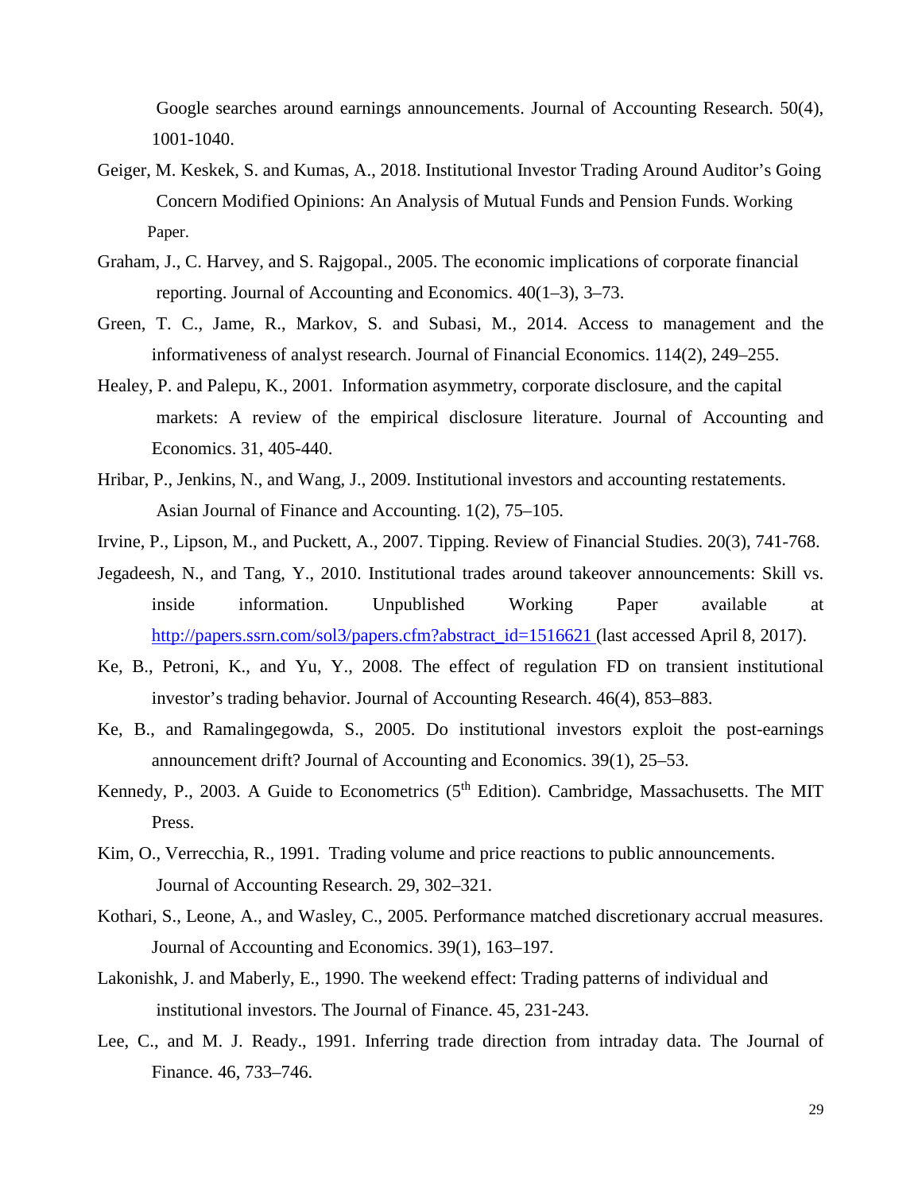Google searches around earnings announcements. Journal of Accounting Research. 50(4), 1001-1040.

Geiger, M. Keskek, S. and Kumas, A., 2018. Institutional Investor Trading Around Auditor's Going Concern Modified Opinions: An Analysis of Mutual Funds and Pension Funds. Working Paper.

Graham, J., C. Harvey, and S. Rajgopal., 2005. The economic implications of corporate financial reporting. Journal of Accounting and Economics. 40(1–3), 3–73.

Green, T. C., Jame, R., Markov, S. and Subasi, M., 2014. Access to management and the informativeness of analyst research. Journal of Financial Economics. 114(2), 249–255.

Healey, P. and Palepu, K., 2001. Information asymmetry, corporate disclosure, and the capital markets: A review of the empirical disclosure literature. Journal of Accounting and Economics. 31, 405-440.

Hribar, P., Jenkins, N., and Wang, J., 2009. Institutional investors and accounting restatements. Asian Journal of Finance and Accounting. 1(2), 75–105.

Irvine, P., Lipson, M., and Puckett, A., 2007. Tipping. Review of Financial Studies. 20(3), 741-768.

Jegadeesh, N., and Tang, Y., 2010. Institutional trades around takeover announcements: Skill vs. inside information. Unpublished Working Paper available at http://papers.ssrn.com/sol3/papers.cfm?abstract_id=1516621 (last accessed April 8, 2017).

Ke, B., Petroni, K., and Yu, Y., 2008. The effect of regulation FD on transient institutional investor's trading behavior. Journal of Accounting Research. 46(4), 853–883.

Ke, B., and Ramalingegowda, S., 2005. Do institutional investors exploit the post-earnings announcement drift? Journal of Accounting and Economics. 39(1), 25–53.

Kennedy, P., 2003. A Guide to Econometrics (5th Edition). Cambridge, Massachusetts. The MIT Press.

Kim, O., Verrecchia, R., 1991. Trading volume and price reactions to public announcements. Journal of Accounting Research. 29, 302–321.

Kothari, S., Leone, A., and Wasley, C., 2005. Performance matched discretionary accrual measures. Journal of Accounting and Economics. 39(1), 163–197.

Lakonishk, J. and Maberly, E., 1990. The weekend effect: Trading patterns of individual and institutional investors. The Journal of Finance. 45, 231-243.

Lee, C., and M. J. Ready., 1991. Inferring trade direction from intraday data. The Journal of Finance. 46, 733–746.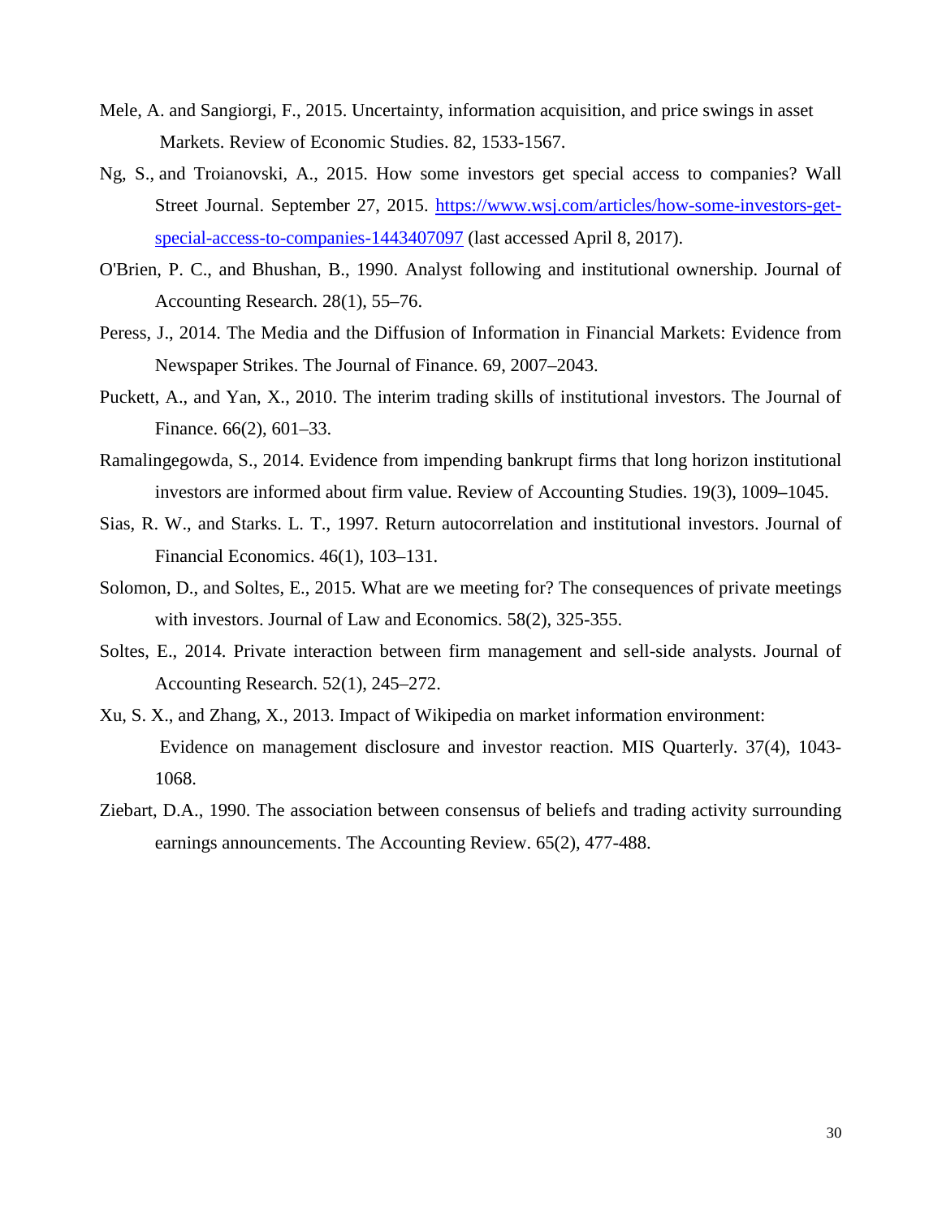Mele, A. and Sangiorgi, F., 2015. Uncertainty, information acquisition, and price swings in asset Markets. Review of Economic Studies. 82, 1533-1567.

Ng, S., and Troianovski, A., 2015. How some investors get special access to companies? Wall Street Journal. September 27, 2015. [https://www.wsj.com/articles/how-some-investors-get-special-access-to-companies-1443407097](https://www.wsj.com/articles/how-some-investors-get-special-access-to-companies-1443407097) (last accessed April 8, 2017).

O'Brien, P. C., and Bhushan, B., 1990. Analyst following and institutional ownership. Journal of Accounting Research. 28(1), 55–76.

Peress, J., 2014. The Media and the Diffusion of Information in Financial Markets: Evidence from Newspaper Strikes. The Journal of Finance. 69, 2007–2043.

Puckett, A., and Yan, X., 2010. The interim trading skills of institutional investors. The Journal of Finance. 66(2), 601–33.

Ramalingegowda, S., 2014. Evidence from impending bankrupt firms that long horizon institutional investors are informed about firm value. Review of Accounting Studies. 19(3), 1009–1045.

Sias, R. W., and Starks. L. T., 1997. Return autocorrelation and institutional investors. Journal of Financial Economics. 46(1), 103–131.

Solomon, D., and Soltes, E., 2015. What are we meeting for? The consequences of private meetings with investors. Journal of Law and Economics. 58(2), 325-355.

Soltes, E., 2014. Private interaction between firm management and sell-side analysts. Journal of Accounting Research. 52(1), 245–272.

Xu, S. X., and Zhang, X., 2013. Impact of Wikipedia on market information environment: Evidence on management disclosure and investor reaction. MIS Quarterly. 37(4), 1043-1068.

Ziebart, D.A., 1990. The association between consensus of beliefs and trading activity surrounding earnings announcements. The Accounting Review. 65(2), 477-488.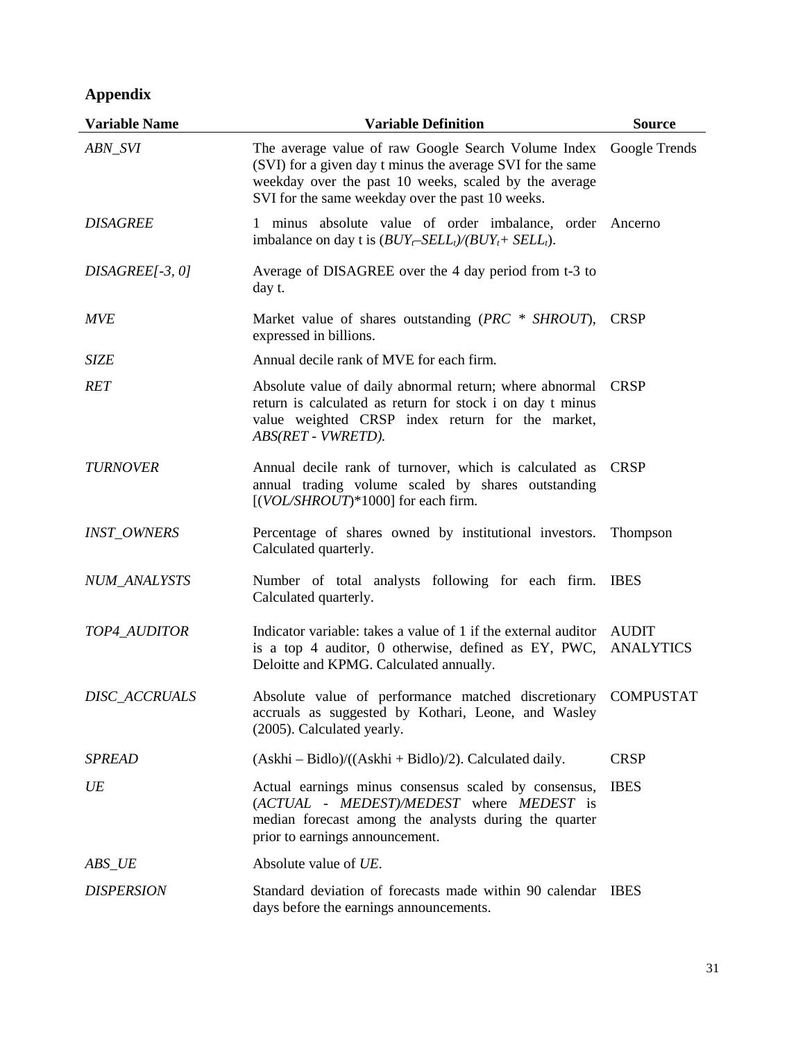## Appendix

| Variable Name | Variable Definition | Source |
|---|---|---|
| *ABN_SVI* | The average value of raw Google Search Volume Index (SVI) for a given day t minus the average SVI for the same weekday over the past 10 weeks, scaled by the average SVI for the same weekday over the past 10 weeks. | Google Trends |
| *DISAGREE* | 1 minus absolute value of order imbalance, order imbalance on day t is $(BUY_t–SELL_t)/(BUY_t+ SELL_t)$. | Ancerno |
| *DISAGREE[-3, 0]* | Average of DISAGREE over the 4 day period from t-3 to day t. | |
| *MVE* | Market value of shares outstanding (*PRC* * *SHROUT*), expressed in billions. | CRSP |
| *SIZE* | Annual decile rank of MVE for each firm. | |
| *RET* | Absolute value of daily abnormal return; where abnormal return is calculated as return for stock i on day t minus value weighted CRSP index return for the market, *ABS(RET - VWRETD).* | CRSP |
| *TURNOVER* | Annual decile rank of turnover, which is calculated as annual trading volume scaled by shares outstanding [(*VOL/SHROUT*)*1000] for each firm. | CRSP |
| *INST_OWNERS* | Percentage of shares owned by institutional investors. Calculated quarterly. | Thompson |
| *NUM_ANALYSTS* | Number of total analysts following for each firm. Calculated quarterly. | IBES |
| *TOP4_AUDITOR* | Indicator variable: takes a value of 1 if the external auditor is a top 4 auditor, 0 otherwise, defined as EY, PWC, Deloitte and KPMG. Calculated annually. | AUDIT ANALYTICS |
| *DISC_ACCRUALS* | Absolute value of performance matched discretionary accruals as suggested by Kothari, Leone, and Wasley (2005). Calculated yearly. | COMPUSTAT |
| *SPREAD* | (Askhi – Bidlo)/((Askhi + Bidlo)/2). Calculated daily. | CRSP |
| *UE* | Actual earnings minus consensus scaled by consensus, (*ACTUAL - MEDEST)/MEDEST* where *MEDEST* is median forecast among the analysts during the quarter prior to earnings announcement. | IBES |
| *ABS_UE* | Absolute value of *UE*. | |
| *DISPERSION* | Standard deviation of forecasts made within 90 calendar days before the earnings announcements. | IBES |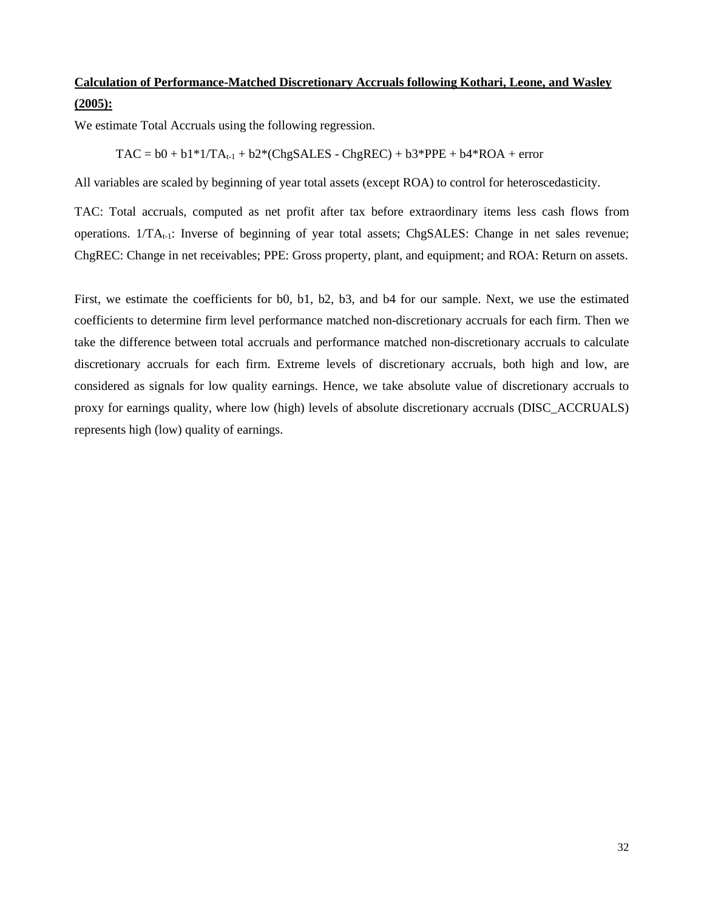**Calculation of Performance-Matched Discretionary Accruals following Kothari, Leone, and Wasley (2005):**

We estimate Total Accruals using the following regression.

$$TAC = b0 + b1*1/TA_{t-1} + b2*(ChgSALES - ChgREC) + b3*PPE + b4*ROA + error$$

All variables are scaled by beginning of year total assets (except ROA) to control for heteroscedasticity.

TAC: Total accruals, computed as net profit after tax before extraordinary items less cash flows from operations. $1/TA_{t-1}$: Inverse of beginning of year total assets; ChgSALES: Change in net sales revenue; ChgREC: Change in net receivables; PPE: Gross property, plant, and equipment; and ROA: Return on assets.

First, we estimate the coefficients for b0, b1, b2, b3, and b4 for our sample. Next, we use the estimated coefficients to determine firm level performance matched non-discretionary accruals for each firm. Then we take the difference between total accruals and performance matched non-discretionary accruals to calculate discretionary accruals for each firm. Extreme levels of discretionary accruals, both high and low, are considered as signals for low quality earnings. Hence, we take absolute value of discretionary accruals to proxy for earnings quality, where low (high) levels of absolute discretionary accruals (DISC_ACCRUALS) represents high (low) quality of earnings.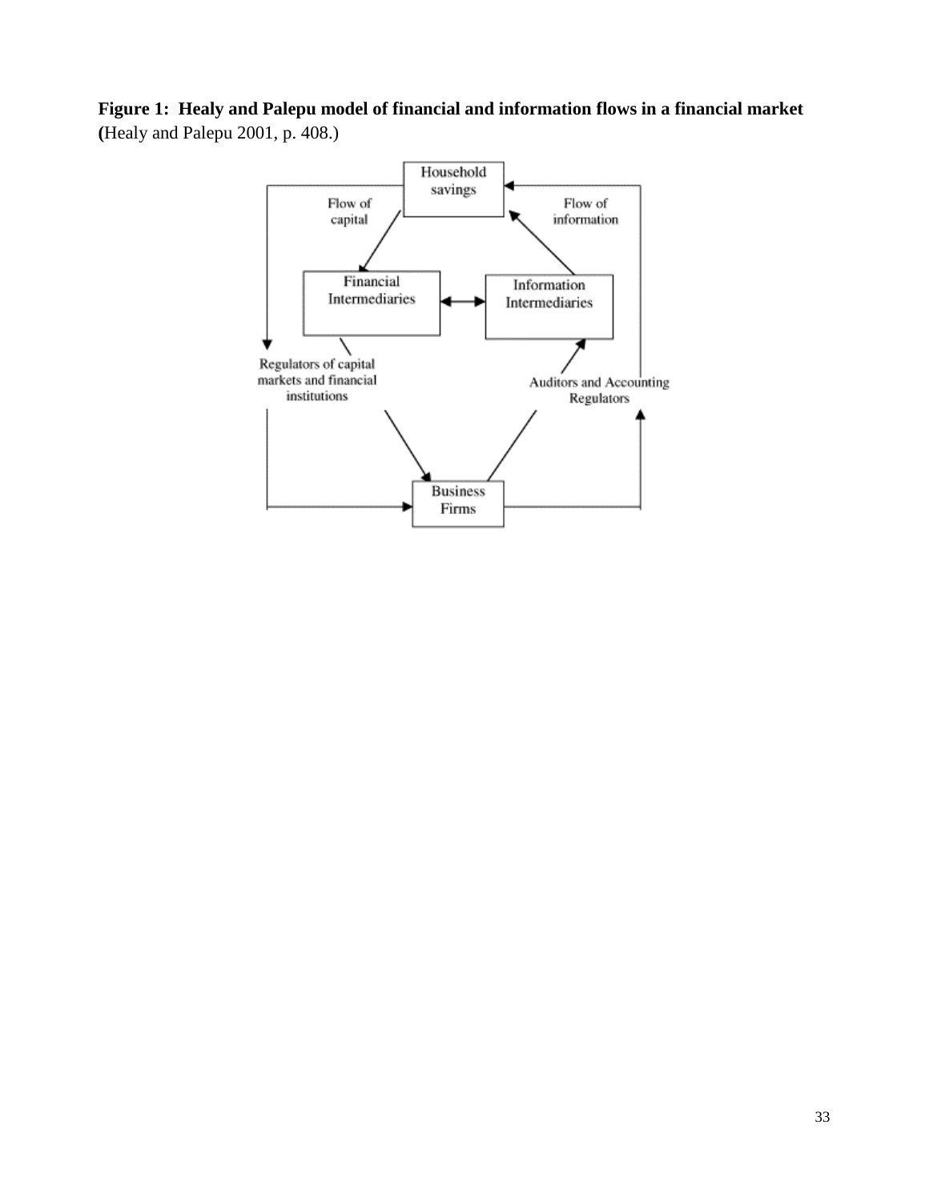**Figure 1: Healy and Palepu model of financial and information flows in a financial market (**Healy and Palepu 2001, p. 408.)

Household savings

Flow of capital

Flow of information

Financial Intermediaries

Information Intermediaries

Regulators of capital markets and financial institutions

Auditors and Accounting Regulators

Business Firms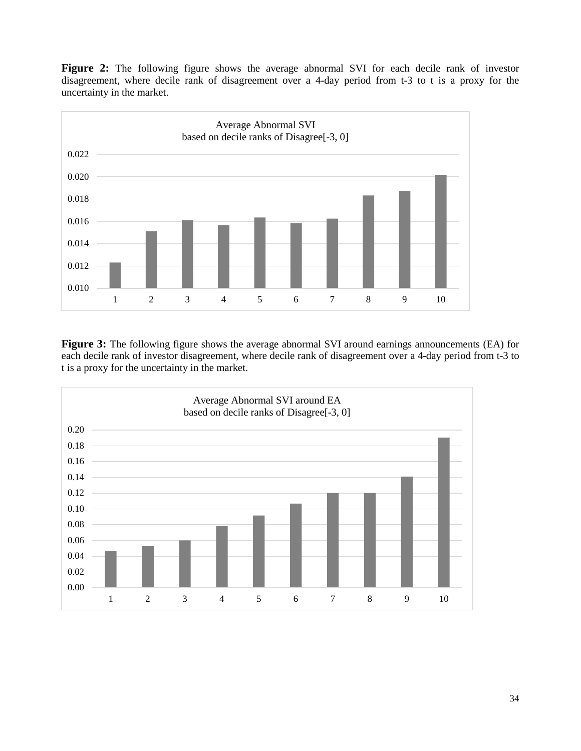**Figure 2:** The following figure shows the average abnormal SVI for each decile rank of investor disagreement, where decile rank of disagreement over a 4-day period from t-3 to t is a proxy for the uncertainty in the market.

Average Abnormal SVI
based on decile ranks of Disagree[-3, 0]

**Figure 3:** The following figure shows the average abnormal SVI around earnings announcements (EA) for each decile rank of investor disagreement, where decile rank of disagreement over a 4-day period from t-3 to t is a proxy for the uncertainty in the market.

Average Abnormal SVI around EA
based on decile ranks of Disagree[-3, 0]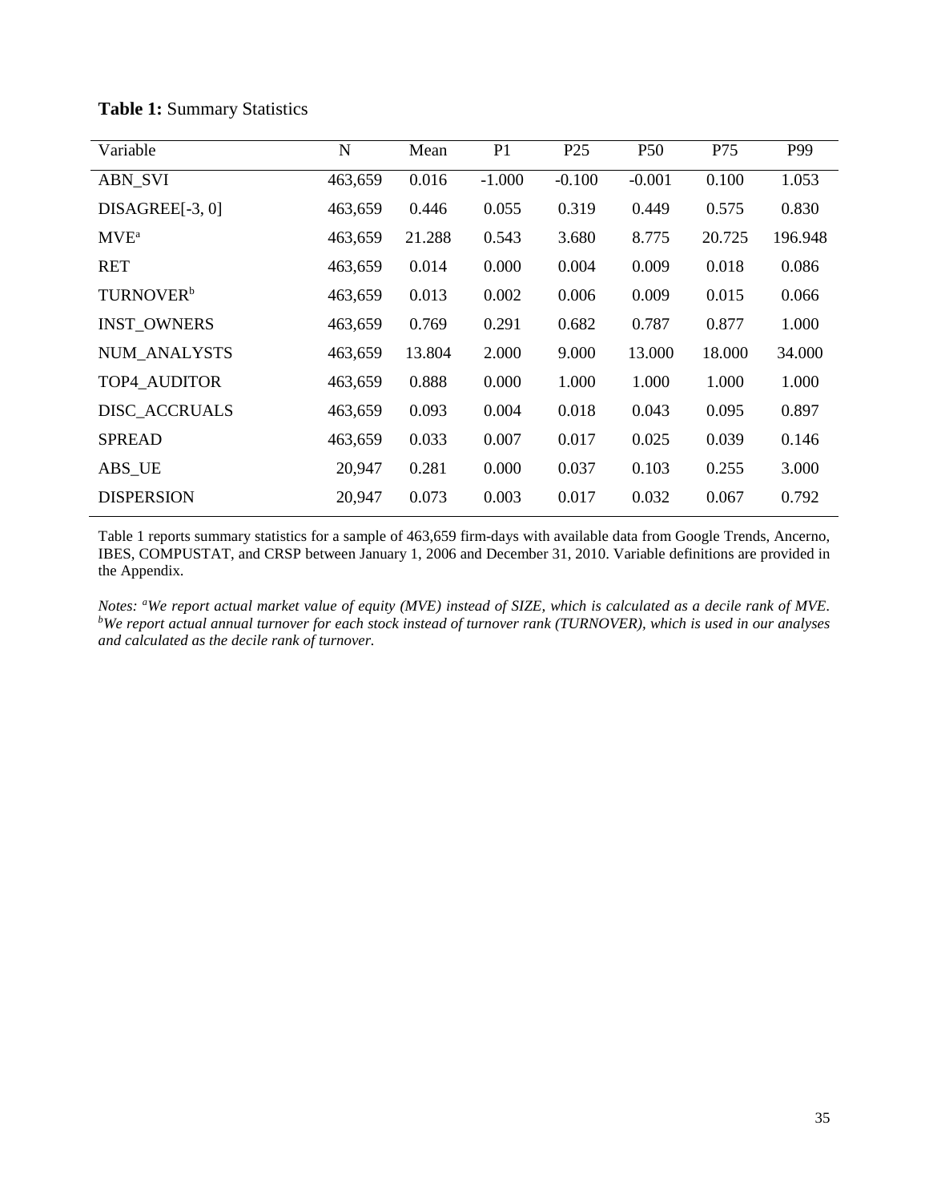**Table 1:** Summary Statistics

| Variable | N | Mean | P1 | P25 | P50 | P75 | P99 |
|---|---|---|---|---|---|---|---|
| ABN_SVI | 463,659 | 0.016 | -1.000 | -0.100 | -0.001 | 0.100 | 1.053 |
| DISAGREE[-3, 0] | 463,659 | 0.446 | 0.055 | 0.319 | 0.449 | 0.575 | 0.830 |
| MVE[a] | 463,659 | 21.288 | 0.543 | 3.680 | 8.775 | 20.725 | 196.948 |
| RET | 463,659 | 0.014 | 0.000 | 0.004 | 0.009 | 0.018 | 0.086 |
| TURNOVER[b] | 463,659 | 0.013 | 0.002 | 0.006 | 0.009 | 0.015 | 0.066 |
| INST_OWNERS | 463,659 | 0.769 | 0.291 | 0.682 | 0.787 | 0.877 | 1.000 |
| NUM_ANALYSTS | 463,659 | 13.804 | 2.000 | 9.000 | 13.000 | 18.000 | 34.000 |
| TOP4_AUDITOR | 463,659 | 0.888 | 0.000 | 1.000 | 1.000 | 1.000 | 1.000 |
| DISC_ACCRUALS | 463,659 | 0.093 | 0.004 | 0.018 | 0.043 | 0.095 | 0.897 |
| SPREAD | 463,659 | 0.033 | 0.007 | 0.017 | 0.025 | 0.039 | 0.146 |
| ABS_UE | 20,947 | 0.281 | 0.000 | 0.037 | 0.103 | 0.255 | 3.000 |
| DISPERSION | 20,947 | 0.073 | 0.003 | 0.017 | 0.032 | 0.067 | 0.792 |

Table 1 reports summary statistics for a sample of 463,659 firm-days with available data from Google Trends, Ancerno, IBES, COMPUSTAT, and CRSP between January 1, 2006 and December 31, 2010. Variable definitions are provided in the Appendix.

*Notes: [a]We report actual market value of equity (MVE) instead of SIZE, which is calculated as a decile rank of MVE. [b]We report actual annual turnover for each stock instead of turnover rank (TURNOVER), which is used in our analyses and calculated as the decile rank of turnover.*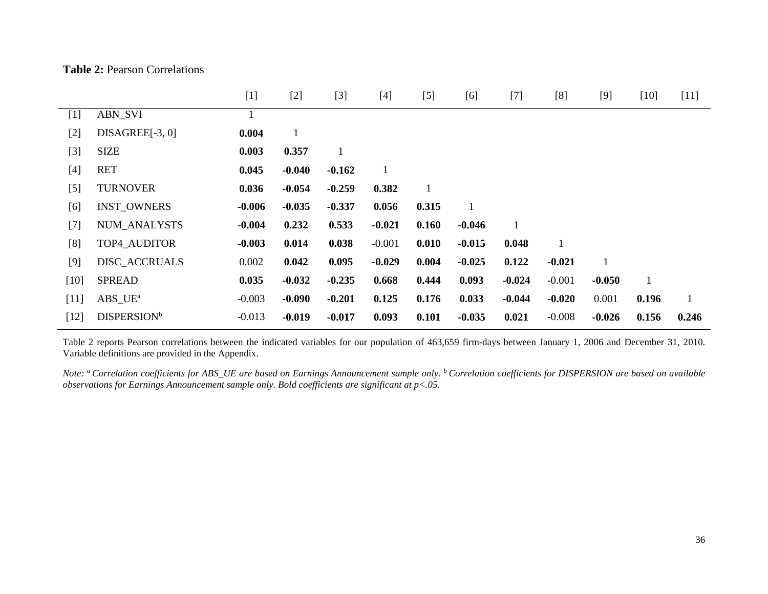**Table 2:** Pearson Correlations

| | | [1] | [2] | [3] | [4] | [5] | [6] | [7] | [8] | [9] | [10] | [11] |
|---|---|---|---|---|---|---|---|---|---|---|---|---|
| [1] | ABN_SVI | 1 | | | | | | | | | | |
| [2] | DISAGREE[-3, 0] | **0.004** | 1 | | | | | | | | | |
| [3] | SIZE | **0.003** | **0.357** | 1 | | | | | | | | |
| [4] | RET | **0.045** | **-0.040** | **-0.162** | 1 | | | | | | | |
| [5] | TURNOVER | **0.036** | **-0.054** | **-0.259** | **0.382** | 1 | | | | | | |
| [6] | INST_OWNERS | **-0.006** | **-0.035** | **-0.337** | **0.056** | **0.315** | 1 | | | | | |
| [7] | NUM_ANALYSTS | **-0.004** | **0.232** | **0.533** | **-0.021** | **0.160** | **-0.046** | 1 | | | | |
| [8] | TOP4_AUDITOR | **-0.003** | **0.014** | **0.038** | -0.001 | **0.010** | **-0.015** | **0.048** | 1 | | | |
| [9] | DISC_ACCRUALS | 0.002 | **0.042** | **0.095** | **-0.029** | **0.004** | **-0.025** | **0.122** | **-0.021** | 1 | | |
| [10] | SPREAD | **0.035** | **-0.032** | **-0.235** | **0.668** | **0.444** | **0.093** | **-0.024** | -0.001 | **-0.050** | 1 | |
| [11] | ABS_UE[a] | -0.003 | **-0.090** | **-0.201** | **0.125** | **0.176** | **0.033** | **-0.044** | **-0.020** | 0.001 | **0.196** | 1 |
| [12] | DISPERSION[b] | -0.013 | **-0.019** | **-0.017** | **0.093** | **0.101** | **-0.035** | **0.021** | -0.008 | **-0.026** | **0.156** | **0.246** |

Table 2 reports Pearson correlations between the indicated variables for our population of 463,659 firm-days between January 1, 2006 and December 31, 2010. Variable definitions are provided in the Appendix.

*Note: [a] Correlation coefficients for ABS_UE are based on Earnings Announcement sample only. [b] Correlation coefficients for DISPERSION are based on available observations for Earnings Announcement sample only. Bold coefficients are significant at $p<.05$.*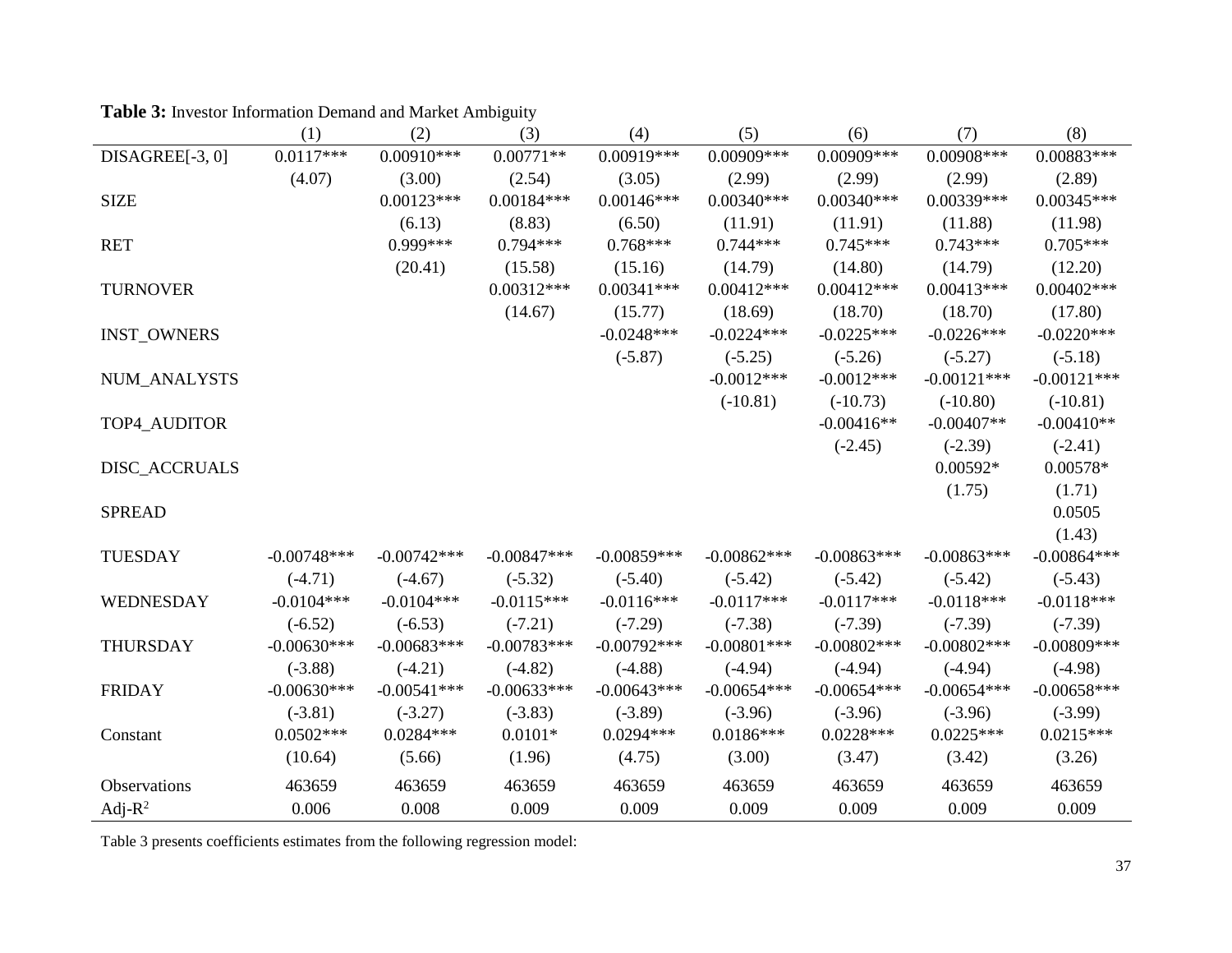**Table 3:** Investor Information Demand and Market Ambiguity

| | (1) | (2) | (3) | (4) | (5) | (6) | (7) | (8) |
|---|---|---|---|---|---|---|---|---|
| DISAGREE[-3, 0] | 0.0117*** | 0.00910*** | 0.00771** | 0.00919*** | 0.00909*** | 0.00909*** | 0.00908*** | 0.00883*** |
| | (4.07) | (3.00) | (2.54) | (3.05) | (2.99) | (2.99) | (2.99) | (2.89) |
| SIZE | | 0.00123*** | 0.00184*** | 0.00146*** | 0.00340*** | 0.00340*** | 0.00339*** | 0.00345*** |
| | | (6.13) | (8.83) | (6.50) | (11.91) | (11.91) | (11.88) | (11.98) |
| RET | | 0.999*** | 0.794*** | 0.768*** | 0.744*** | 0.745*** | 0.743*** | 0.705*** |
| | | (20.41) | (15.58) | (15.16) | (14.79) | (14.80) | (14.79) | (12.20) |
| TURNOVER | | | 0.00312*** | 0.00341*** | 0.00412*** | 0.00412*** | 0.00413*** | 0.00402*** |
| | | | (14.67) | (15.77) | (18.69) | (18.70) | (18.70) | (17.80) |
| INST_OWNERS | | | | -0.0248*** | -0.0224*** | -0.0225*** | -0.0226*** | -0.0220*** |
| | | | | (-5.87) | (-5.25) | (-5.26) | (-5.27) | (-5.18) |
| NUM_ANALYSTS | | | | | -0.0012*** | -0.0012*** | -0.00121*** | -0.00121*** |
| | | | | | (-10.81) | (-10.73) | (-10.80) | (-10.81) |
| TOP4_AUDITOR | | | | | | -0.00416** | -0.00407** | -0.00410** |
| | | | | | | (-2.45) | (-2.39) | (-2.41) |
| DISC_ACCRUALS | | | | | | | 0.00592* | 0.00578* |
| | | | | | | | (1.75) | (1.71) |
| SPREAD | | | | | | | | 0.0505 |
| | | | | | | | | (1.43) |
| TUESDAY | -0.00748*** | -0.00742*** | -0.00847*** | -0.00859*** | -0.00862*** | -0.00863*** | -0.00863*** | -0.00864*** |
| | (-4.71) | (-4.67) | (-5.32) | (-5.40) | (-5.42) | (-5.42) | (-5.42) | (-5.43) |
| WEDNESDAY | -0.0104*** | -0.0104*** | -0.0115*** | -0.0116*** | -0.0117*** | -0.0117*** | -0.0118*** | -0.0118*** |
| | (-6.52) | (-6.53) | (-7.21) | (-7.29) | (-7.38) | (-7.39) | (-7.39) | (-7.39) |
| THURSDAY | -0.00630*** | -0.00683*** | -0.00783*** | -0.00792*** | -0.00801*** | -0.00802*** | -0.00802*** | -0.00809*** |
| | (-3.88) | (-4.21) | (-4.82) | (-4.88) | (-4.94) | (-4.94) | (-4.94) | (-4.98) |
| FRIDAY | -0.00630*** | -0.00541*** | -0.00633*** | -0.00643*** | -0.00654*** | -0.00654*** | -0.00654*** | -0.00658*** |
| | (-3.81) | (-3.27) | (-3.83) | (-3.89) | (-3.96) | (-3.96) | (-3.96) | (-3.99) |
| Constant | 0.0502*** | 0.0284*** | 0.0101* | 0.0294*** | 0.0186*** | 0.0228*** | 0.0225*** | 0.0215*** |
| | (10.64) | (5.66) | (1.96) | (4.75) | (3.00) | (3.47) | (3.42) | (3.26) |
| Observations | 463659 | 463659 | 463659 | 463659 | 463659 | 463659 | 463659 | 463659 |
| Adj-$R^2$ | 0.006 | 0.008 | 0.009 | 0.009 | 0.009 | 0.009 | 0.009 | 0.009 |

Table 3 presents coefficients estimates from the following regression model: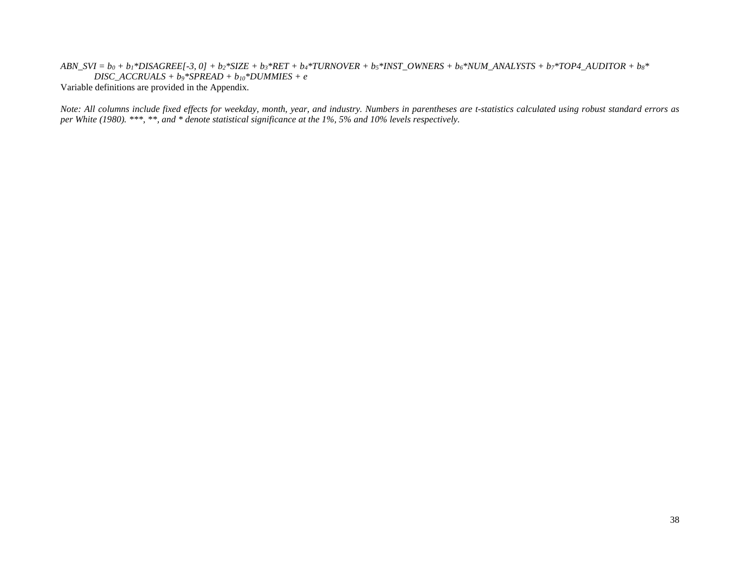$$ABN\_SVI = b_0 + b_1{*}DISAGREE[-3, 0] + b_2{*}SIZE + b_3{*}RET + b_4{*}TURNOVER + b_5{*}INST\_OWNERS + b_6{*}NUM\_ANALYSTS + b_7{*}TOP4\_AUDITOR + b_8{*}DISC\_ACCRUALS + b_9{*}SPREAD + b_{10}{*}DUMMIES + e$$

Variable definitions are provided in the Appendix.

*Note: All columns include fixed effects for weekday, month, year, and industry. Numbers in parentheses are t-statistics calculated using robust standard errors as per White (1980). ***, **, and * denote statistical significance at the 1%, 5% and 10% levels respectively.*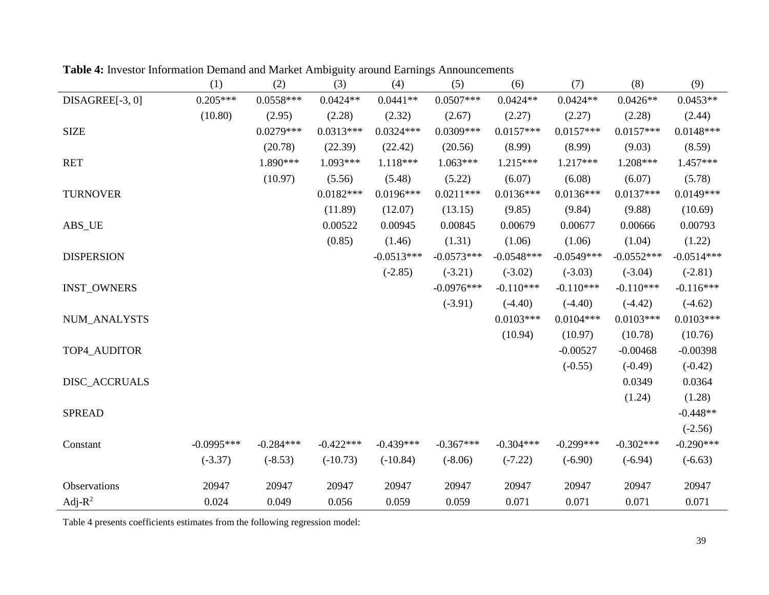**Table 4:** Investor Information Demand and Market Ambiguity around Earnings Announcements

| | (1) | (2) | (3) | (4) | (5) | (6) | (7) | (8) | (9) |
|---|---|---|---|---|---|---|---|---|---|
| DISAGREE[-3, 0] | 0.205*** | 0.0558*** | 0.0424** | 0.0441** | 0.0507*** | 0.0424** | 0.0424** | 0.0426** | 0.0453** |
| | (10.80) | (2.95) | (2.28) | (2.32) | (2.67) | (2.27) | (2.27) | (2.28) | (2.44) |
| SIZE | | 0.0279*** | 0.0313*** | 0.0324*** | 0.0309*** | 0.0157*** | 0.0157*** | 0.0157*** | 0.0148*** |
| | | (20.78) | (22.39) | (22.42) | (20.56) | (8.99) | (8.99) | (9.03) | (8.59) |
| RET | | 1.890*** | 1.093*** | 1.118*** | 1.063*** | 1.215*** | 1.217*** | 1.208*** | 1.457*** |
| | | (10.97) | (5.56) | (5.48) | (5.22) | (6.07) | (6.08) | (6.07) | (5.78) |
| TURNOVER | | | 0.0182*** | 0.0196*** | 0.0211*** | 0.0136*** | 0.0136*** | 0.0137*** | 0.0149*** |
| | | | (11.89) | (12.07) | (13.15) | (9.85) | (9.84) | (9.88) | (10.69) |
| ABS_UE | | | 0.00522 | 0.00945 | 0.00845 | 0.00679 | 0.00677 | 0.00666 | 0.00793 |
| | | | (0.85) | (1.46) | (1.31) | (1.06) | (1.06) | (1.04) | (1.22) |
| DISPERSION | | | | -0.0513*** | -0.0573*** | -0.0548*** | -0.0549*** | -0.0552*** | -0.0514*** |
| | | | | (-2.85) | (-3.21) | (-3.02) | (-3.03) | (-3.04) | (-2.81) |
| INST_OWNERS | | | | | -0.0976*** | -0.110*** | -0.110*** | -0.110*** | -0.116*** |
| | | | | | (-3.91) | (-4.40) | (-4.40) | (-4.42) | (-4.62) |
| NUM_ANALYSTS | | | | | | 0.0103*** | 0.0104*** | 0.0103*** | 0.0103*** |
| | | | | | | (10.94) | (10.97) | (10.78) | (10.76) |
| TOP4_AUDITOR | | | | | | | -0.00527 | -0.00468 | -0.00398 |
| | | | | | | | (-0.55) | (-0.49) | (-0.42) |
| DISC_ACCRUALS | | | | | | | | 0.0349 | 0.0364 |
| | | | | | | | | (1.24) | (1.28) |
| SPREAD | | | | | | | | | -0.448** |
| | | | | | | | | | (-2.56) |
| Constant | -0.0995*** | -0.284*** | -0.422*** | -0.439*** | -0.367*** | -0.304*** | -0.299*** | -0.302*** | -0.290*** |
| | (-3.37) | (-8.53) | (-10.73) | (-10.84) | (-8.06) | (-7.22) | (-6.90) | (-6.94) | (-6.63) |
| Observations | 20947 | 20947 | 20947 | 20947 | 20947 | 20947 | 20947 | 20947 | 20947 |
| Adj-$R^2$ | 0.024 | 0.049 | 0.056 | 0.059 | 0.059 | 0.071 | 0.071 | 0.071 | 0.071 |

Table 4 presents coefficients estimates from the following regression model: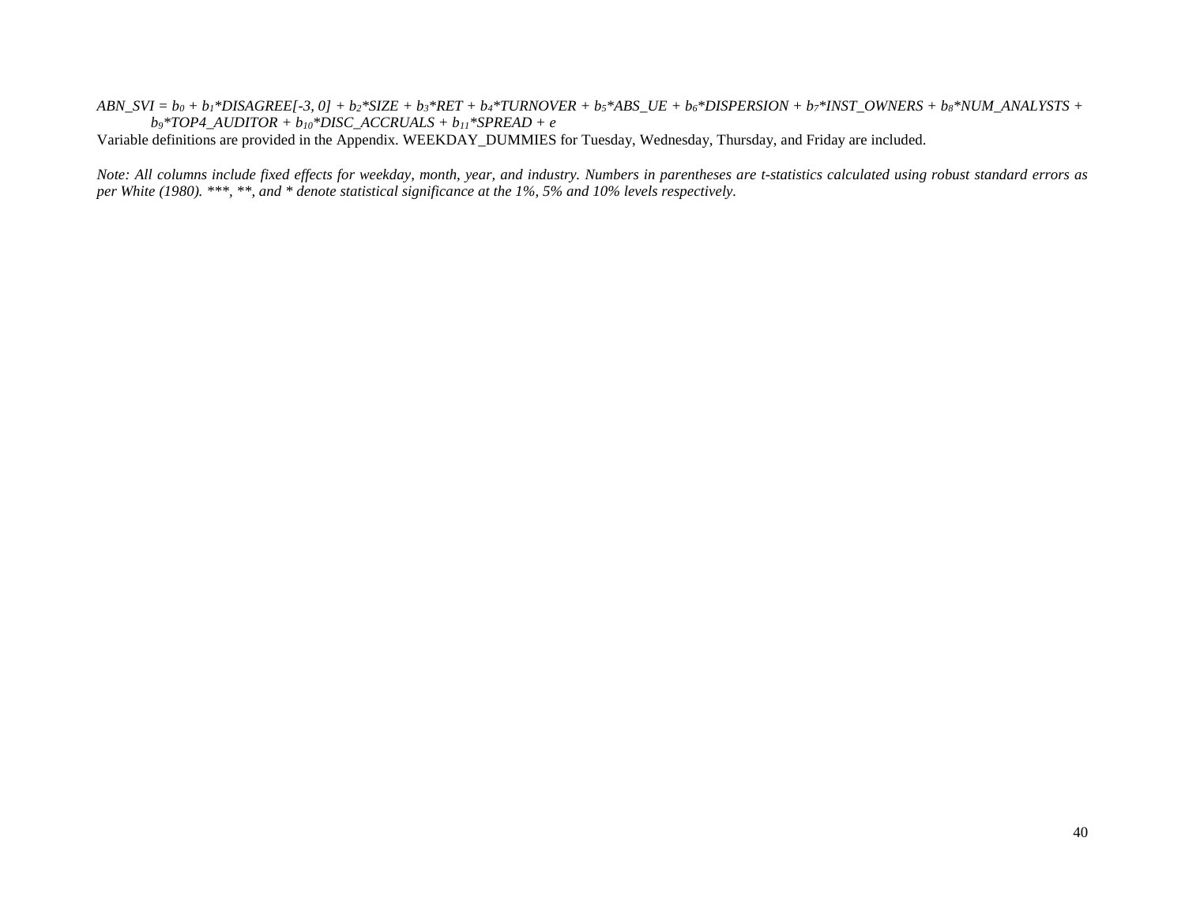$ABN\_SVI = b_0 + b_1*DISAGREE[-3, 0] + b_2*SIZE + b_3*RET + b_4*TURNOVER + b_5*ABS\_UE + b_6*DISPERSION + b_7*INST\_OWNERS + b_8*NUM\_ANALYSTS + b_9*TOP4\_AUDITOR + b_{10}*DISC\_ACCRUALS + b_{11}*SPREAD + e$

Variable definitions are provided in the Appendix. WEEKDAY_DUMMIES for Tuesday, Wednesday, Thursday, and Friday are included.

*Note: All columns include fixed effects for weekday, month, year, and industry. Numbers in parentheses are t-statistics calculated using robust standard errors as per White (1980). ***, **, and * denote statistical significance at the 1%, 5% and 10% levels respectively.*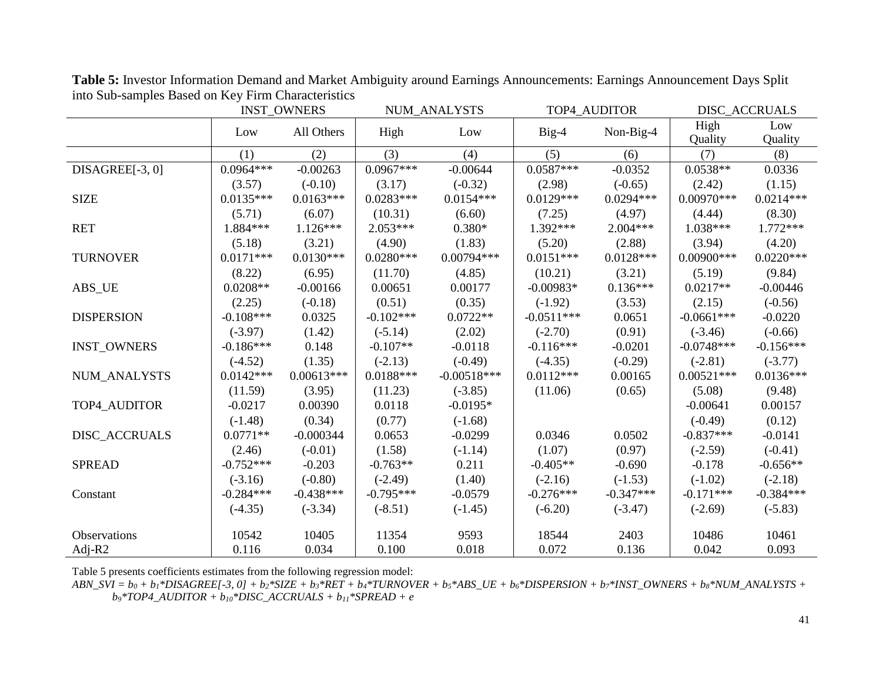**Table 5:** Investor Information Demand and Market Ambiguity around Earnings Announcements: Earnings Announcement Days Split into Sub-samples Based on Key Firm Characteristics

| | INST_OWNERS | | NUM_ANALYSTS | | TOP4_AUDITOR | | DISC_ACCRUALS | |
|---|---|---|---|---|---|---|---|---|
| | Low | All Others | High | Low | Big-4 | Non-Big-4 | High Quality | Low Quality |
| | (1) | (2) | (3) | (4) | (5) | (6) | (7) | (8) |
| DISAGREE[-3, 0] | 0.0964*** | -0.00263 | 0.0967*** | -0.00644 | 0.0587*** | -0.0352 | 0.0538** | 0.0336 |
| | (3.57) | (-0.10) | (3.17) | (-0.32) | (2.98) | (-0.65) | (2.42) | (1.15) |
| SIZE | 0.0135*** | 0.0163*** | 0.0283*** | 0.0154*** | 0.0129*** | 0.0294*** | 0.00970*** | 0.0214*** |
| | (5.71) | (6.07) | (10.31) | (6.60) | (7.25) | (4.97) | (4.44) | (8.30) |
| RET | 1.884*** | 1.126*** | 2.053*** | 0.380* | 1.392*** | 2.004*** | 1.038*** | 1.772*** |
| | (5.18) | (3.21) | (4.90) | (1.83) | (5.20) | (2.88) | (3.94) | (4.20) |
| TURNOVER | 0.0171*** | 0.0130*** | 0.0280*** | 0.00794*** | 0.0151*** | 0.0128*** | 0.00900*** | 0.0220*** |
| | (8.22) | (6.95) | (11.70) | (4.85) | (10.21) | (3.21) | (5.19) | (9.84) |
| ABS_UE | 0.0208** | -0.00166 | 0.00651 | 0.00177 | -0.00983* | 0.136*** | 0.0217** | -0.00446 |
| | (2.25) | (-0.18) | (0.51) | (0.35) | (-1.92) | (3.53) | (2.15) | (-0.56) |
| DISPERSION | -0.108*** | 0.0325 | -0.102*** | 0.0722** | -0.0511*** | 0.0651 | -0.0661*** | -0.0220 |
| | (-3.97) | (1.42) | (-5.14) | (2.02) | (-2.70) | (0.91) | (-3.46) | (-0.66) |
| INST_OWNERS | -0.186*** | 0.148 | -0.107** | -0.0118 | -0.116*** | -0.0201 | -0.0748*** | -0.156*** |
| | (-4.52) | (1.35) | (-2.13) | (-0.49) | (-4.35) | (-0.29) | (-2.81) | (-3.77) |
| NUM_ANALYSTS | 0.0142*** | 0.00613*** | 0.0188*** | -0.00518*** | 0.0112*** | 0.00165 | 0.00521*** | 0.0136*** |
| | (11.59) | (3.95) | (11.23) | (-3.85) | (11.06) | (0.65) | (5.08) | (9.48) |
| TOP4_AUDITOR | -0.0217 | 0.00390 | 0.0118 | -0.0195* | | | -0.00641 | 0.00157 |
| | (-1.48) | (0.34) | (0.77) | (-1.68) | | | (-0.49) | (0.12) |
| DISC_ACCRUALS | 0.0771** | -0.000344 | 0.0653 | -0.0299 | 0.0346 | 0.0502 | -0.837*** | -0.0141 |
| | (2.46) | (-0.01) | (1.58) | (-1.14) | (1.07) | (0.97) | (-2.59) | (-0.41) |
| SPREAD | -0.752*** | -0.203 | -0.763** | 0.211 | -0.405** | -0.690 | -0.178 | -0.656** |
| | (-3.16) | (-0.80) | (-2.49) | (1.40) | (-2.16) | (-1.53) | (-1.02) | (-2.18) |
| Constant | -0.284*** | -0.438*** | -0.795*** | -0.0579 | -0.276*** | -0.347*** | -0.171*** | -0.384*** |
| | (-4.35) | (-3.34) | (-8.51) | (-1.45) | (-6.20) | (-3.47) | (-2.69) | (-5.83) |
| Observations | 10542 | 10405 | 11354 | 9593 | 18544 | 2403 | 10486 | 10461 |
| Adj-R2 | 0.116 | 0.034 | 0.100 | 0.018 | 0.072 | 0.136 | 0.042 | 0.093 |

Table 5 presents coefficients estimates from the following regression model:

$$ABN\_SVI = b_0 + b_1*DISAGREE[-3, 0] + b_2*SIZE + b_3*RET + b_4*TURNOVER + b_5*ABS\_UE + b_6*DISPERSION + b_7*INST\_OWNERS + b_8*NUM\_ANALYSTS + b_9*TOP4\_AUDITOR + b_{10}*DISC\_ACCRUALS + b_{11}*SPREAD + e$$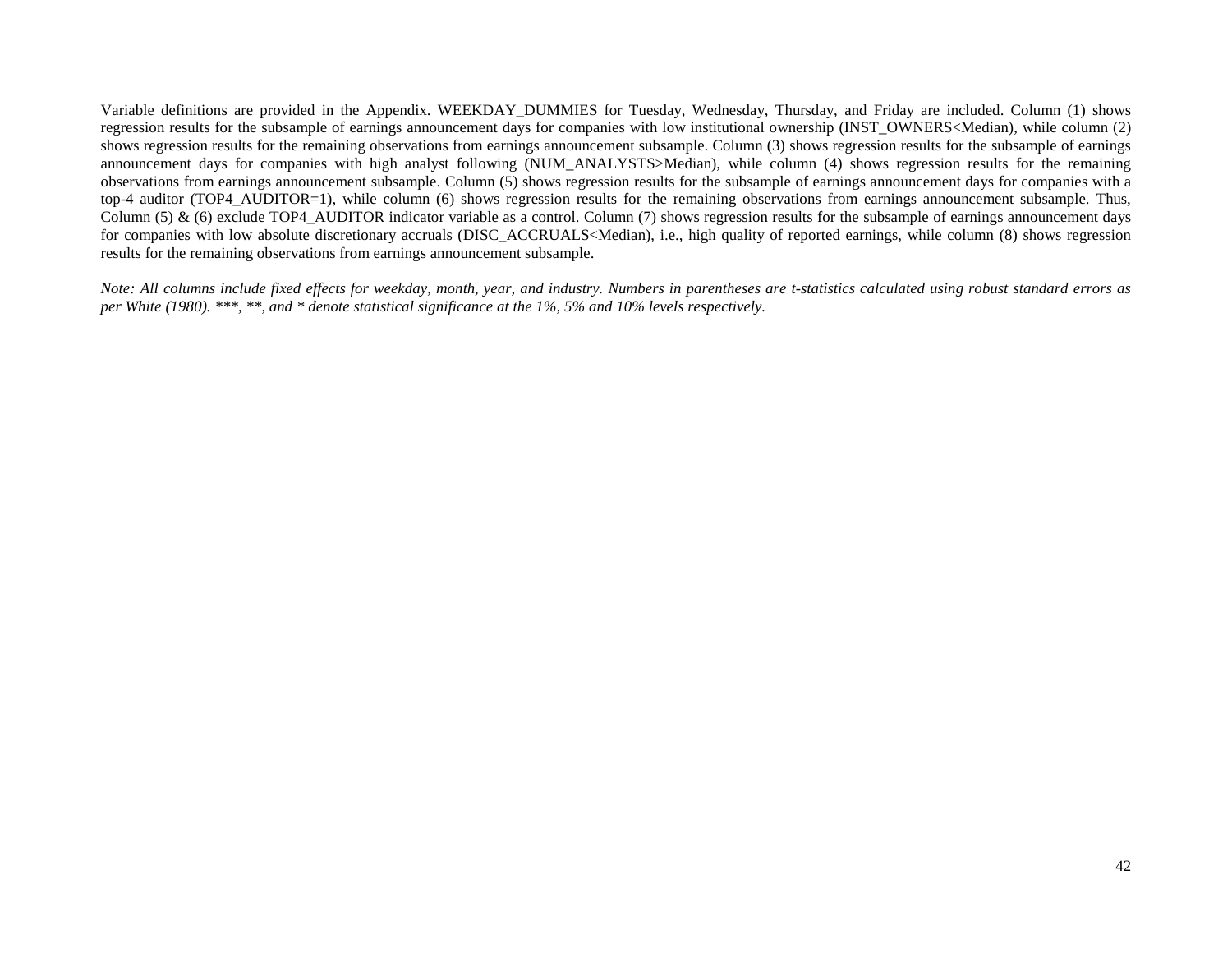Variable definitions are provided in the Appendix. WEEKDAY_DUMMIES for Tuesday, Wednesday, Thursday, and Friday are included. Column (1) shows regression results for the subsample of earnings announcement days for companies with low institutional ownership (INST_OWNERS<Median), while column (2) shows regression results for the remaining observations from earnings announcement subsample. Column (3) shows regression results for the subsample of earnings announcement days for companies with high analyst following (NUM_ANALYSTS>Median), while column (4) shows regression results for the remaining observations from earnings announcement subsample. Column (5) shows regression results for the subsample of earnings announcement days for companies with a top-4 auditor (TOP4_AUDITOR=1), while column (6) shows regression results for the remaining observations from earnings announcement subsample. Thus, Column (5) & (6) exclude TOP4_AUDITOR indicator variable as a control. Column (7) shows regression results for the subsample of earnings announcement days for companies with low absolute discretionary accruals (DISC_ACCRUALS<Median), i.e., high quality of reported earnings, while column (8) shows regression results for the remaining observations from earnings announcement subsample.

*Note: All columns include fixed effects for weekday, month, year, and industry. Numbers in parentheses are t-statistics calculated using robust standard errors as per White (1980). \*\*\*, \*\*, and \* denote statistical significance at the 1%, 5% and 10% levels respectively.*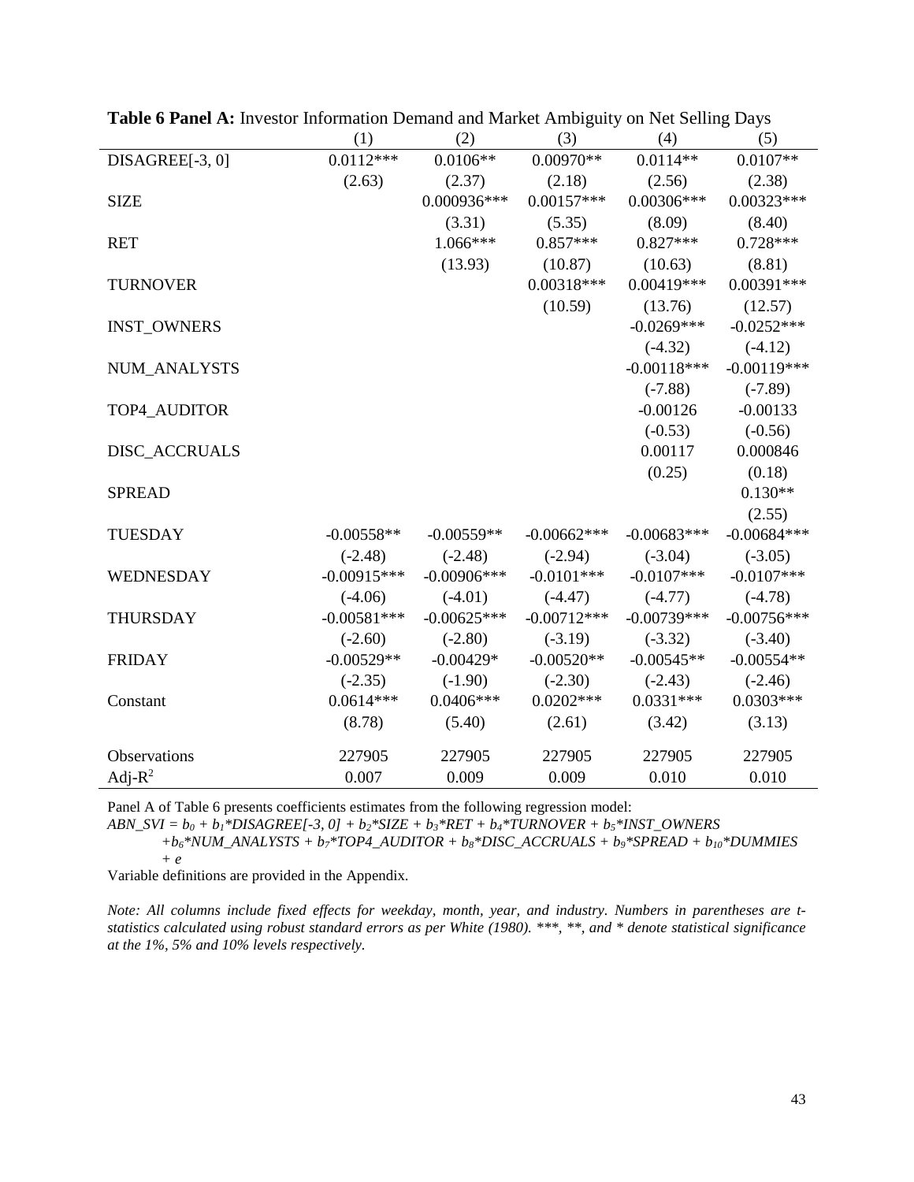**Table 6 Panel A:** Investor Information Demand and Market Ambiguity on Net Selling Days

| | (1) | (2) | (3) | (4) | (5) |
|---|---|---|---|---|---|
| DISAGREE[-3, 0] | 0.0112*** | 0.0106** | 0.00970** | 0.0114** | 0.0107** |
| | (2.63) | (2.37) | (2.18) | (2.56) | (2.38) |
| SIZE | | 0.000936*** | 0.00157*** | 0.00306*** | 0.00323*** |
| | | (3.31) | (5.35) | (8.09) | (8.40) |
| RET | | 1.066*** | 0.857*** | 0.827*** | 0.728*** |
| | | (13.93) | (10.87) | (10.63) | (8.81) |
| TURNOVER | | | 0.00318*** | 0.00419*** | 0.00391*** |
| | | | (10.59) | (13.76) | (12.57) |
| INST_OWNERS | | | | -0.0269*** | -0.0252*** |
| | | | | (-4.32) | (-4.12) |
| NUM_ANALYSTS | | | | -0.00118*** | -0.00119*** |
| | | | | (-7.88) | (-7.89) |
| TOP4_AUDITOR | | | | -0.00126 | -0.00133 |
| | | | | (-0.53) | (-0.56) |
| DISC_ACCRUALS | | | | 0.00117 | 0.000846 |
| | | | | (0.25) | (0.18) |
| SPREAD | | | | | 0.130** |
| | | | | | (2.55) |
| TUESDAY | -0.00558** | -0.00559** | -0.00662*** | -0.00683*** | -0.00684*** |
| | (-2.48) | (-2.48) | (-2.94) | (-3.04) | (-3.05) |
| WEDNESDAY | -0.00915*** | -0.00906*** | -0.0101*** | -0.0107*** | -0.0107*** |
| | (-4.06) | (-4.01) | (-4.47) | (-4.77) | (-4.78) |
| THURSDAY | -0.00581*** | -0.00625*** | -0.00712*** | -0.00739*** | -0.00756*** |
| | (-2.60) | (-2.80) | (-3.19) | (-3.32) | (-3.40) |
| FRIDAY | -0.00529** | -0.00429* | -0.00520** | -0.00545** | -0.00554** |
| | (-2.35) | (-1.90) | (-2.30) | (-2.43) | (-2.46) |
| Constant | 0.0614*** | 0.0406*** | 0.0202*** | 0.0331*** | 0.0303*** |
| | (8.78) | (5.40) | (2.61) | (3.42) | (3.13) |
| Observations | 227905 | 227905 | 227905 | 227905 | 227905 |
| Adj-$R^2$ | 0.007 | 0.009 | 0.009 | 0.010 | 0.010 |

Panel A of Table 6 presents coefficients estimates from the following regression model:

$$ABN\_SVI = b_0 + b_1*DISAGREE[-3, 0] + b_2*SIZE + b_3*RET + b_4*TURNOVER + b_5*INST\_OWNERS + b_6*NUM\_ANALYSTS + b_7*TOP4\_AUDITOR + b_8*DISC\_ACCRUALS + b_9*SPREAD + b_{10}*DUMMIES + e$$

Variable definitions are provided in the Appendix.

*Note: All columns include fixed effects for weekday, month, year, and industry. Numbers in parentheses are t-statistics calculated using robust standard errors as per White (1980). \*\*\*, \*\*, and \* denote statistical significance at the 1%, 5% and 10% levels respectively.*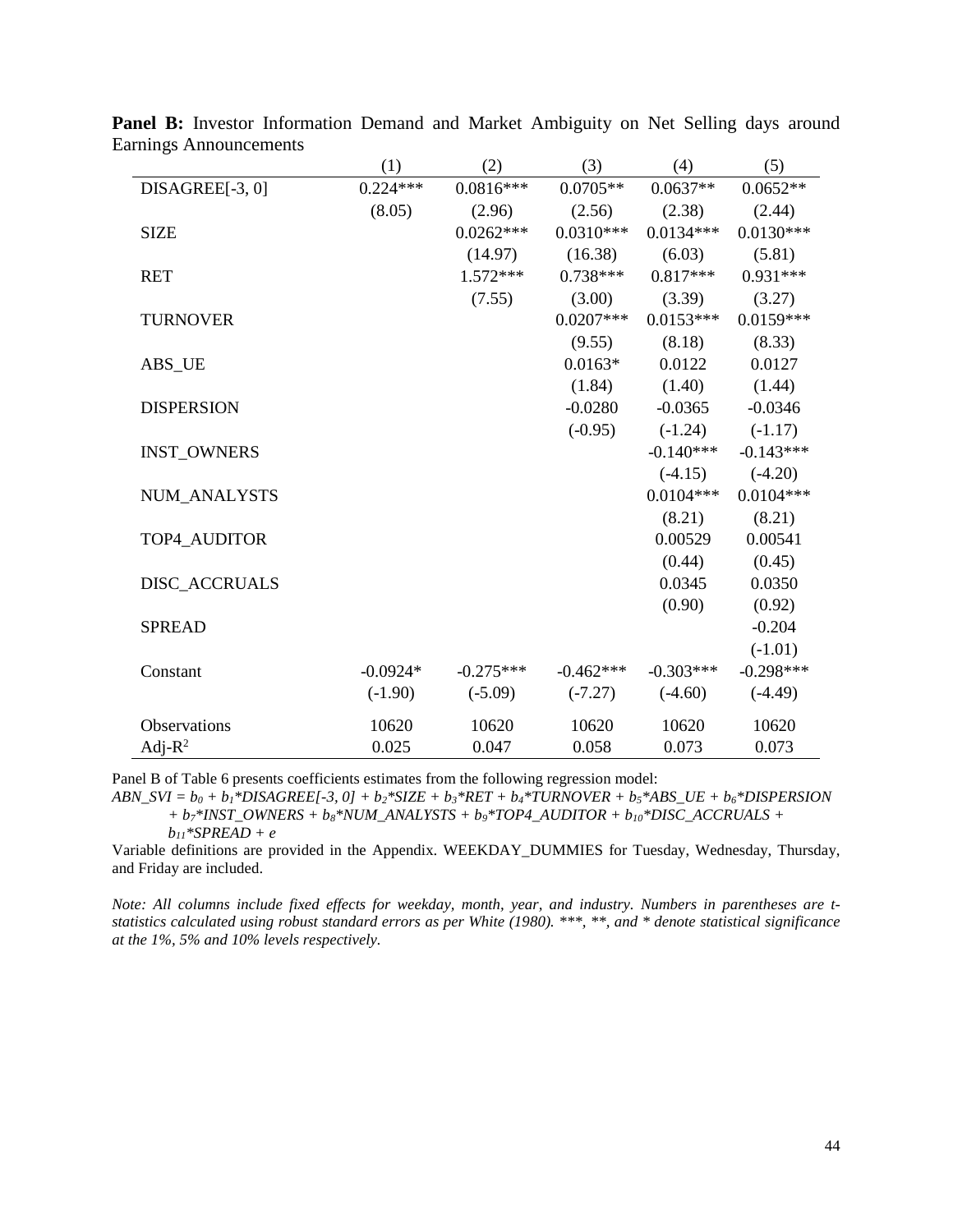**Panel B:** Investor Information Demand and Market Ambiguity on Net Selling days around Earnings Announcements

| | (1) | (2) | (3) | (4) | (5) |
|---|---|---|---|---|---|
| DISAGREE[-3, 0] | 0.224*** | 0.0816*** | 0.0705** | 0.0637** | 0.0652** |
| | (8.05) | (2.96) | (2.56) | (2.38) | (2.44) |
| SIZE | | 0.0262*** | 0.0310*** | 0.0134*** | 0.0130*** |
| | | (14.97) | (16.38) | (6.03) | (5.81) |
| RET | | 1.572*** | 0.738*** | 0.817*** | 0.931*** |
| | | (7.55) | (3.00) | (3.39) | (3.27) |
| TURNOVER | | | 0.0207*** | 0.0153*** | 0.0159*** |
| | | | (9.55) | (8.18) | (8.33) |
| ABS_UE | | | 0.0163* | 0.0122 | 0.0127 |
| | | | (1.84) | (1.40) | (1.44) |
| DISPERSION | | | -0.0280 | -0.0365 | -0.0346 |
| | | | (-0.95) | (-1.24) | (-1.17) |
| INST_OWNERS | | | | -0.140*** | -0.143*** |
| | | | | (-4.15) | (-4.20) |
| NUM_ANALYSTS | | | | 0.0104*** | 0.0104*** |
| | | | | (8.21) | (8.21) |
| TOP4_AUDITOR | | | | 0.00529 | 0.00541 |
| | | | | (0.44) | (0.45) |
| DISC_ACCRUALS | | | | 0.0345 | 0.0350 |
| | | | | (0.90) | (0.92) |
| SPREAD | | | | | -0.204 |
| | | | | | (-1.01) |
| Constant | -0.0924* | -0.275*** | -0.462*** | -0.303*** | -0.298*** |
| | (-1.90) | (-5.09) | (-7.27) | (-4.60) | (-4.49) |
| Observations | 10620 | 10620 | 10620 | 10620 | 10620 |
| Adj-$R^2$ | 0.025 | 0.047 | 0.058 | 0.073 | 0.073 |

Panel B of Table 6 presents coefficients estimates from the following regression model:

$$ABN\_SVI = b_0 + b_1*DISAGREE[-3, 0] + b_2*SIZE + b_3*RET + b_4*TURNOVER + b_5*ABS\_UE + b_6*DISPERSION + b_7*INST\_OWNERS + b_8*NUM\_ANALYSTS + b_9*TOP4\_AUDITOR + b_{10}*DISC\_ACCRUALS + b_{11}*SPREAD + e$$

Variable definitions are provided in the Appendix. WEEKDAY_DUMMIES for Tuesday, Wednesday, Thursday, and Friday are included.

*Note: All columns include fixed effects for weekday, month, year, and industry. Numbers in parentheses are t-statistics calculated using robust standard errors as per White (1980). \*\*\*, \*\*, and \* denote statistical significance at the 1%, 5% and 10% levels respectively.*